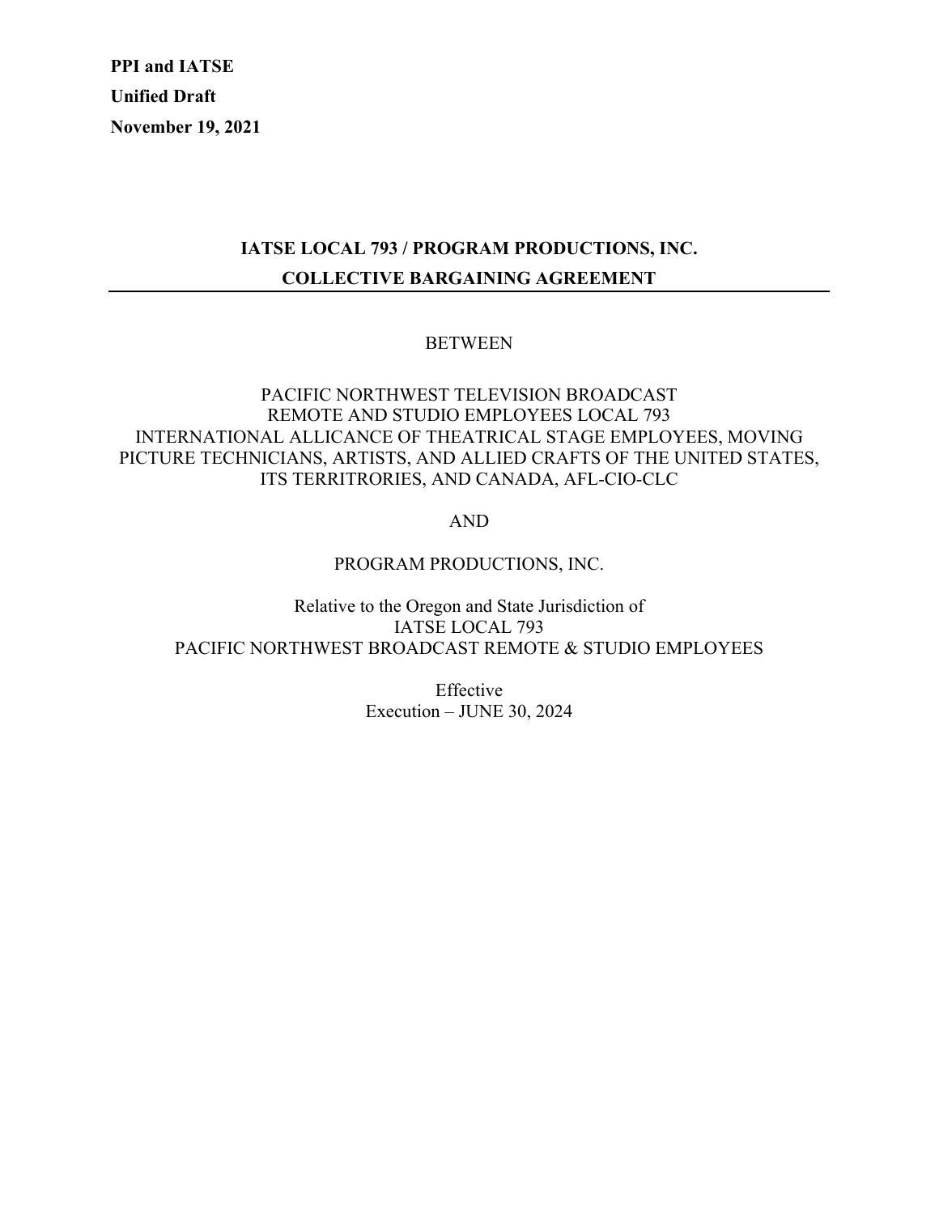**PPI and IATSE**

**Unified Draft**

**November 19, 2021**

# IATSE LOCAL 793 / PROGRAM PRODUCTIONS, INC. COLLECTIVE BARGAINING AGREEMENT

BETWEEN

PACIFIC NORTHWEST TELEVISION BROADCAST
REMOTE AND STUDIO EMPLOYEES LOCAL 793
INTERNATIONAL ALLICANCE OF THEATRICAL STAGE EMPLOYEES, MOVING PICTURE TECHNICIANS, ARTISTS, AND ALLIED CRAFTS OF THE UNITED STATES, ITS TERRITORIES, AND CANADA, AFL-CIO-CLC

AND

PROGRAM PRODUCTIONS, INC.

Relative to the Oregon and State Jurisdiction of
IATSE LOCAL 793
PACIFIC NORTHWEST BROADCAST REMOTE & STUDIO EMPLOYEES

Effective
Execution – JUNE 30, 2024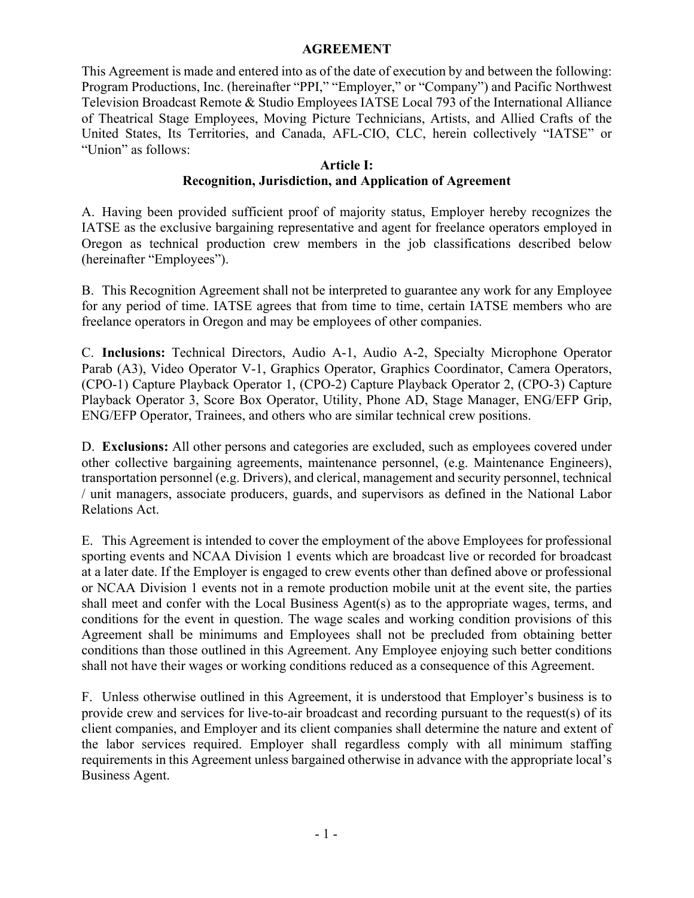# AGREEMENT

This Agreement is made and entered into as of the date of execution by and between the following: Program Productions, Inc. (hereinafter "PPI," "Employer," or "Company") and Pacific Northwest Television Broadcast Remote & Studio Employees IATSE Local 793 of the International Alliance of Theatrical Stage Employees, Moving Picture Technicians, Artists, and Allied Crafts of the United States, Its Territories, and Canada, AFL-CIO, CLC, herein collectively "IATSE" or "Union" as follows:

## Article I: Recognition, Jurisdiction, and Application of Agreement

A. Having been provided sufficient proof of majority status, Employer hereby recognizes the IATSE as the exclusive bargaining representative and agent for freelance operators employed in Oregon as technical production crew members in the job classifications described below (hereinafter "Employees").

B. This Recognition Agreement shall not be interpreted to guarantee any work for any Employee for any period of time. IATSE agrees that from time to time, certain IATSE members who are freelance operators in Oregon and may be employees of other companies.

C. **Inclusions:** Technical Directors, Audio A-1, Audio A-2, Specialty Microphone Operator Parab (A3), Video Operator V-1, Graphics Operator, Graphics Coordinator, Camera Operators, (CPO-1) Capture Playback Operator 1, (CPO-2) Capture Playback Operator 2, (CPO-3) Capture Playback Operator 3, Score Box Operator, Utility, Phone AD, Stage Manager, ENG/EFP Grip, ENG/EFP Operator, Trainees, and others who are similar technical crew positions.

D. **Exclusions:** All other persons and categories are excluded, such as employees covered under other collective bargaining agreements, maintenance personnel, (e.g. Maintenance Engineers), transportation personnel (e.g. Drivers), and clerical, management and security personnel, technical / unit managers, associate producers, guards, and supervisors as defined in the National Labor Relations Act.

E. This Agreement is intended to cover the employment of the above Employees for professional sporting events and NCAA Division 1 events which are broadcast live or recorded for broadcast at a later date. If the Employer is engaged to crew events other than defined above or professional or NCAA Division 1 events not in a remote production mobile unit at the event site, the parties shall meet and confer with the Local Business Agent(s) as to the appropriate wages, terms, and conditions for the event in question. The wage scales and working condition provisions of this Agreement shall be minimums and Employees shall not be precluded from obtaining better conditions than those outlined in this Agreement. Any Employee enjoying such better conditions shall not have their wages or working conditions reduced as a consequence of this Agreement.

F. Unless otherwise outlined in this Agreement, it is understood that Employer's business is to provide crew and services for live-to-air broadcast and recording pursuant to the request(s) of its client companies, and Employer and its client companies shall determine the nature and extent of the labor services required. Employer shall regardless comply with all minimum staffing requirements in this Agreement unless bargained otherwise in advance with the appropriate local's Business Agent.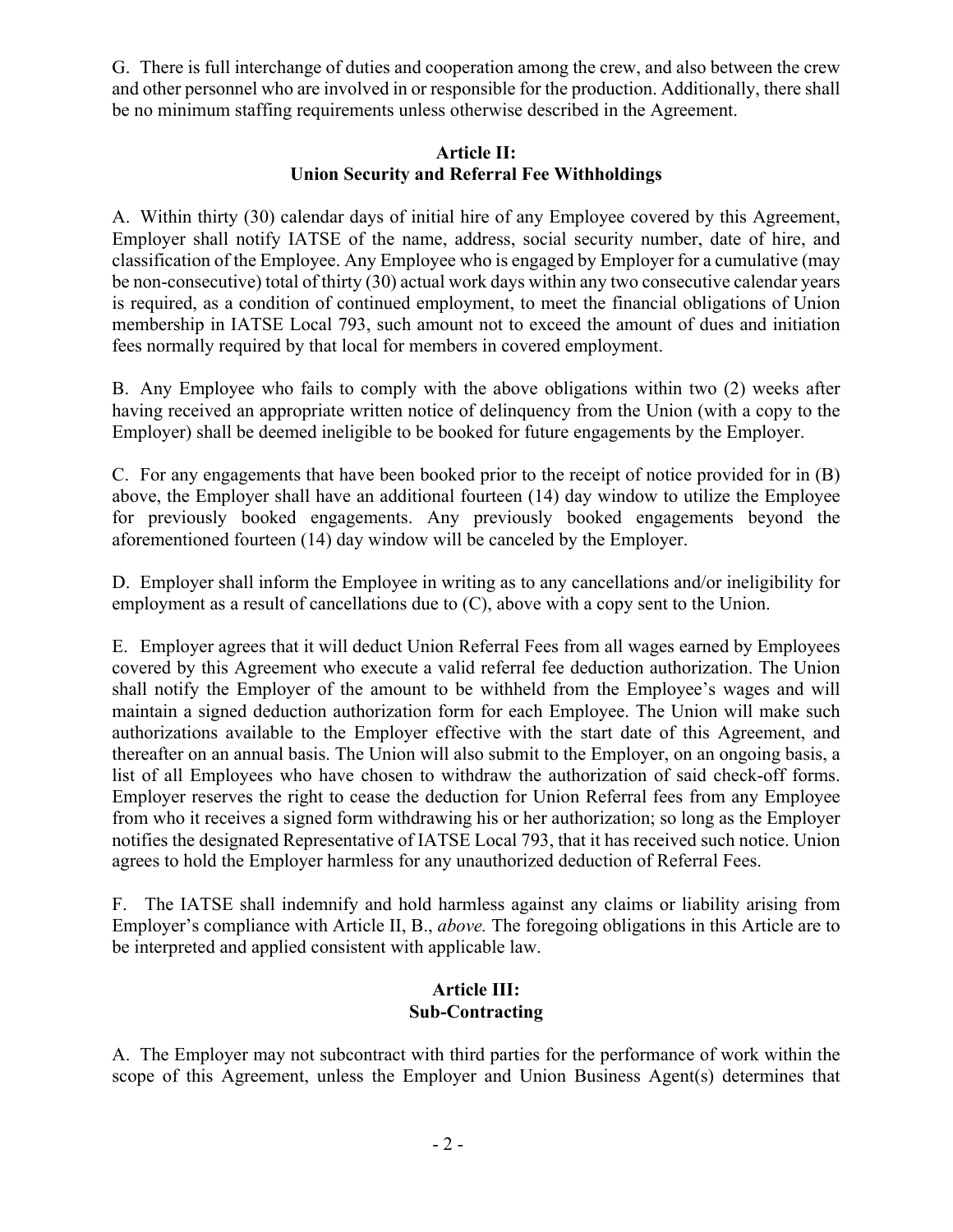G. There is full interchange of duties and cooperation among the crew, and also between the crew and other personnel who are involved in or responsible for the production. Additionally, there shall be no minimum staffing requirements unless otherwise described in the Agreement.

## Article II: Union Security and Referral Fee Withholdings

A. Within thirty (30) calendar days of initial hire of any Employee covered by this Agreement, Employer shall notify IATSE of the name, address, social security number, date of hire, and classification of the Employee. Any Employee who is engaged by Employer for a cumulative (may be non-consecutive) total of thirty (30) actual work days within any two consecutive calendar years is required, as a condition of continued employment, to meet the financial obligations of Union membership in IATSE Local 793, such amount not to exceed the amount of dues and initiation fees normally required by that local for members in covered employment.

B. Any Employee who fails to comply with the above obligations within two (2) weeks after having received an appropriate written notice of delinquency from the Union (with a copy to the Employer) shall be deemed ineligible to be booked for future engagements by the Employer.

C. For any engagements that have been booked prior to the receipt of notice provided for in (B) above, the Employer shall have an additional fourteen (14) day window to utilize the Employee for previously booked engagements. Any previously booked engagements beyond the aforementioned fourteen (14) day window will be canceled by the Employer.

D. Employer shall inform the Employee in writing as to any cancellations and/or ineligibility for employment as a result of cancellations due to (C), above with a copy sent to the Union.

E. Employer agrees that it will deduct Union Referral Fees from all wages earned by Employees covered by this Agreement who execute a valid referral fee deduction authorization. The Union shall notify the Employer of the amount to be withheld from the Employee's wages and will maintain a signed deduction authorization form for each Employee. The Union will make such authorizations available to the Employer effective with the start date of this Agreement, and thereafter on an annual basis. The Union will also submit to the Employer, on an ongoing basis, a list of all Employees who have chosen to withdraw the authorization of said check-off forms. Employer reserves the right to cease the deduction for Union Referral fees from any Employee from who it receives a signed form withdrawing his or her authorization; so long as the Employer notifies the designated Representative of IATSE Local 793, that it has received such notice. Union agrees to hold the Employer harmless for any unauthorized deduction of Referral Fees.

F. The IATSE shall indemnify and hold harmless against any claims or liability arising from Employer's compliance with Article II, B., *above.* The foregoing obligations in this Article are to be interpreted and applied consistent with applicable law.

## Article III: Sub-Contracting

A. The Employer may not subcontract with third parties for the performance of work within the scope of this Agreement, unless the Employer and Union Business Agent(s) determines that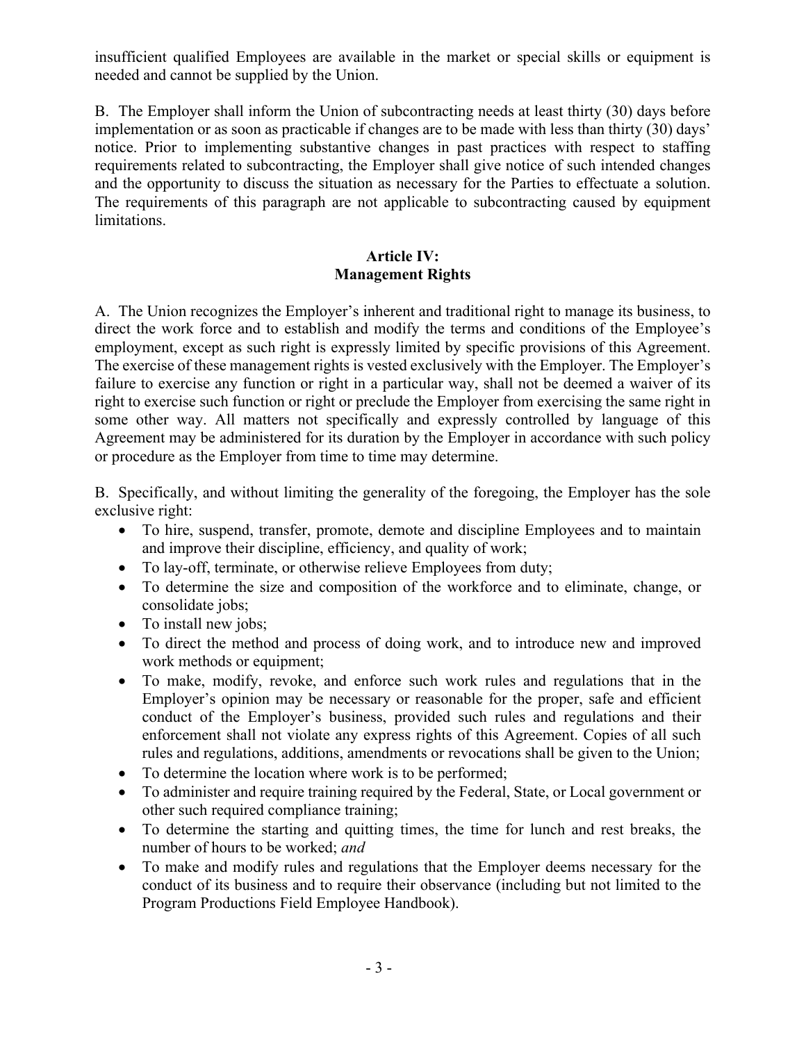insufficient qualified Employees are available in the market or special skills or equipment is needed and cannot be supplied by the Union.

B. The Employer shall inform the Union of subcontracting needs at least thirty (30) days before implementation or as soon as practicable if changes are to be made with less than thirty (30) days' notice. Prior to implementing substantive changes in past practices with respect to staffing requirements related to subcontracting, the Employer shall give notice of such intended changes and the opportunity to discuss the situation as necessary for the Parties to effectuate a solution. The requirements of this paragraph are not applicable to subcontracting caused by equipment limitations.

## Article IV: Management Rights

A. The Union recognizes the Employer's inherent and traditional right to manage its business, to direct the work force and to establish and modify the terms and conditions of the Employee's employment, except as such right is expressly limited by specific provisions of this Agreement. The exercise of these management rights is vested exclusively with the Employer. The Employer's failure to exercise any function or right in a particular way, shall not be deemed a waiver of its right to exercise such function or right or preclude the Employer from exercising the same right in some other way. All matters not specifically and expressly controlled by language of this Agreement may be administered for its duration by the Employer in accordance with such policy or procedure as the Employer from time to time may determine.

B. Specifically, and without limiting the generality of the foregoing, the Employer has the sole exclusive right:

- To hire, suspend, transfer, promote, demote and discipline Employees and to maintain and improve their discipline, efficiency, and quality of work;
- To lay-off, terminate, or otherwise relieve Employees from duty;
- To determine the size and composition of the workforce and to eliminate, change, or consolidate jobs;
- To install new jobs;
- To direct the method and process of doing work, and to introduce new and improved work methods or equipment;
- To make, modify, revoke, and enforce such work rules and regulations that in the Employer's opinion may be necessary or reasonable for the proper, safe and efficient conduct of the Employer's business, provided such rules and regulations and their enforcement shall not violate any express rights of this Agreement. Copies of all such rules and regulations, additions, amendments or revocations shall be given to the Union;
- To determine the location where work is to be performed;
- To administer and require training required by the Federal, State, or Local government or other such required compliance training;
- To determine the starting and quitting times, the time for lunch and rest breaks, the number of hours to be worked; *and*
- To make and modify rules and regulations that the Employer deems necessary for the conduct of its business and to require their observance (including but not limited to the Program Productions Field Employee Handbook).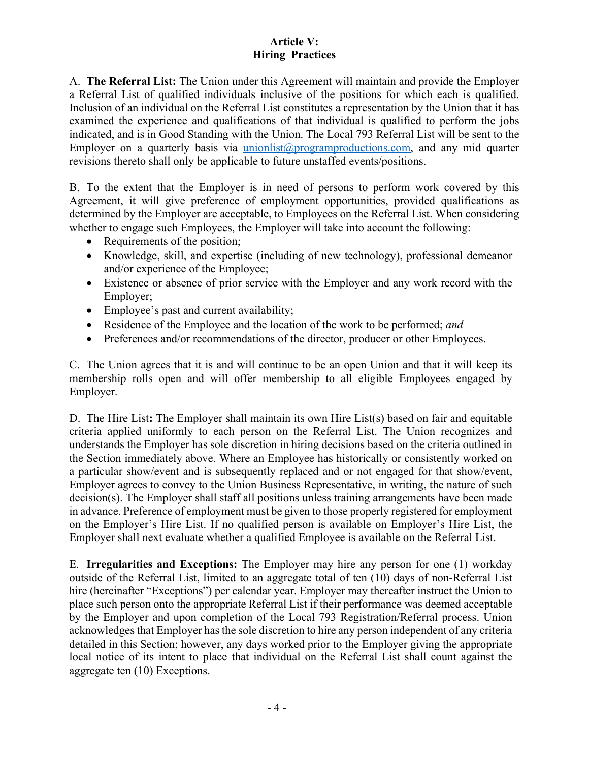## Article V: Hiring Practices

A. **The Referral List:** The Union under this Agreement will maintain and provide the Employer a Referral List of qualified individuals inclusive of the positions for which each is qualified. Inclusion of an individual on the Referral List constitutes a representation by the Union that it has examined the experience and qualifications of that individual is qualified to perform the jobs indicated, and is in Good Standing with the Union. The Local 793 Referral List will be sent to the Employer on a quarterly basis via unionlist@programproductions.com, and any mid quarter revisions thereto shall only be applicable to future unstaffed events/positions.

B. To the extent that the Employer is in need of persons to perform work covered by this Agreement, it will give preference of employment opportunities, provided qualifications as determined by the Employer are acceptable, to Employees on the Referral List. When considering whether to engage such Employees, the Employer will take into account the following:

- Requirements of the position;
- Knowledge, skill, and expertise (including of new technology), professional demeanor and/or experience of the Employee;
- Existence or absence of prior service with the Employer and any work record with the Employer;
- Employee's past and current availability;
- Residence of the Employee and the location of the work to be performed; *and*
- Preferences and/or recommendations of the director, producer or other Employees.

C. The Union agrees that it is and will continue to be an open Union and that it will keep its membership rolls open and will offer membership to all eligible Employees engaged by Employer.

D. The Hire List**:** The Employer shall maintain its own Hire List(s) based on fair and equitable criteria applied uniformly to each person on the Referral List. The Union recognizes and understands the Employer has sole discretion in hiring decisions based on the criteria outlined in the Section immediately above. Where an Employee has historically or consistently worked on a particular show/event and is subsequently replaced and or not engaged for that show/event, Employer agrees to convey to the Union Business Representative, in writing, the nature of such decision(s). The Employer shall staff all positions unless training arrangements have been made in advance. Preference of employment must be given to those properly registered for employment on the Employer's Hire List. If no qualified person is available on Employer's Hire List, the Employer shall next evaluate whether a qualified Employee is available on the Referral List.

E. **Irregularities and Exceptions:** The Employer may hire any person for one (1) workday outside of the Referral List, limited to an aggregate total of ten (10) days of non-Referral List hire (hereinafter "Exceptions") per calendar year. Employer may thereafter instruct the Union to place such person onto the appropriate Referral List if their performance was deemed acceptable by the Employer and upon completion of the Local 793 Registration/Referral process. Union acknowledges that Employer has the sole discretion to hire any person independent of any criteria detailed in this Section; however, any days worked prior to the Employer giving the appropriate local notice of its intent to place that individual on the Referral List shall count against the aggregate ten (10) Exceptions.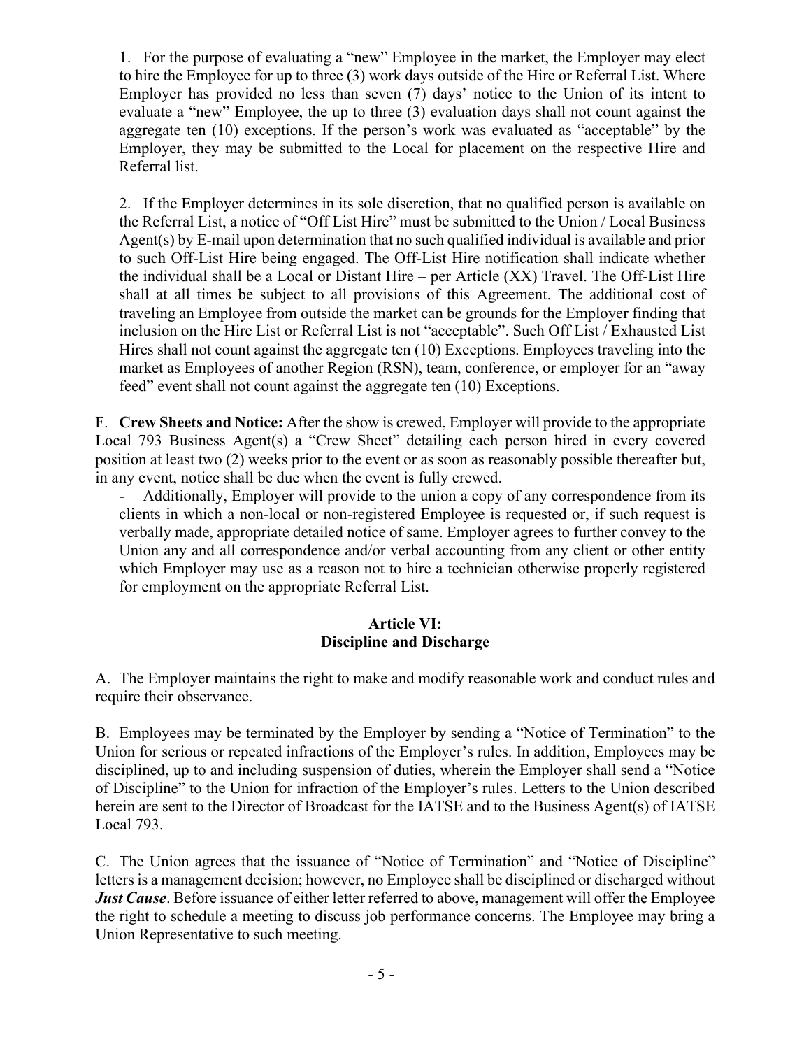1. For the purpose of evaluating a "new" Employee in the market, the Employer may elect to hire the Employee for up to three (3) work days outside of the Hire or Referral List. Where Employer has provided no less than seven (7) days' notice to the Union of its intent to evaluate a "new" Employee, the up to three (3) evaluation days shall not count against the aggregate ten (10) exceptions. If the person's work was evaluated as "acceptable" by the Employer, they may be submitted to the Local for placement on the respective Hire and Referral list.

2. If the Employer determines in its sole discretion, that no qualified person is available on the Referral List, a notice of "Off List Hire" must be submitted to the Union / Local Business Agent(s) by E-mail upon determination that no such qualified individual is available and prior to such Off-List Hire being engaged. The Off-List Hire notification shall indicate whether the individual shall be a Local or Distant Hire – per Article (XX) Travel. The Off-List Hire shall at all times be subject to all provisions of this Agreement. The additional cost of traveling an Employee from outside the market can be grounds for the Employer finding that inclusion on the Hire List or Referral List is not "acceptable". Such Off List / Exhausted List Hires shall not count against the aggregate ten (10) Exceptions. Employees traveling into the market as Employees of another Region (RSN), team, conference, or employer for an "away feed" event shall not count against the aggregate ten (10) Exceptions.

F. **Crew Sheets and Notice:** After the show is crewed, Employer will provide to the appropriate Local 793 Business Agent(s) a "Crew Sheet" detailing each person hired in every covered position at least two (2) weeks prior to the event or as soon as reasonably possible thereafter but, in any event, notice shall be due when the event is fully crewed.

- Additionally, Employer will provide to the union a copy of any correspondence from its clients in which a non-local or non-registered Employee is requested or, if such request is verbally made, appropriate detailed notice of same. Employer agrees to further convey to the Union any and all correspondence and/or verbal accounting from any client or other entity which Employer may use as a reason not to hire a technician otherwise properly registered for employment on the appropriate Referral List.

## Article VI: Discipline and Discharge

A. The Employer maintains the right to make and modify reasonable work and conduct rules and require their observance.

B. Employees may be terminated by the Employer by sending a "Notice of Termination" to the Union for serious or repeated infractions of the Employer's rules. In addition, Employees may be disciplined, up to and including suspension of duties, wherein the Employer shall send a "Notice of Discipline" to the Union for infraction of the Employer's rules. Letters to the Union described herein are sent to the Director of Broadcast for the IATSE and to the Business Agent(s) of IATSE Local 793.

C. The Union agrees that the issuance of "Notice of Termination" and "Notice of Discipline" letters is a management decision; however, no Employee shall be disciplined or discharged without ***Just Cause***. Before issuance of either letter referred to above, management will offer the Employee the right to schedule a meeting to discuss job performance concerns. The Employee may bring a Union Representative to such meeting.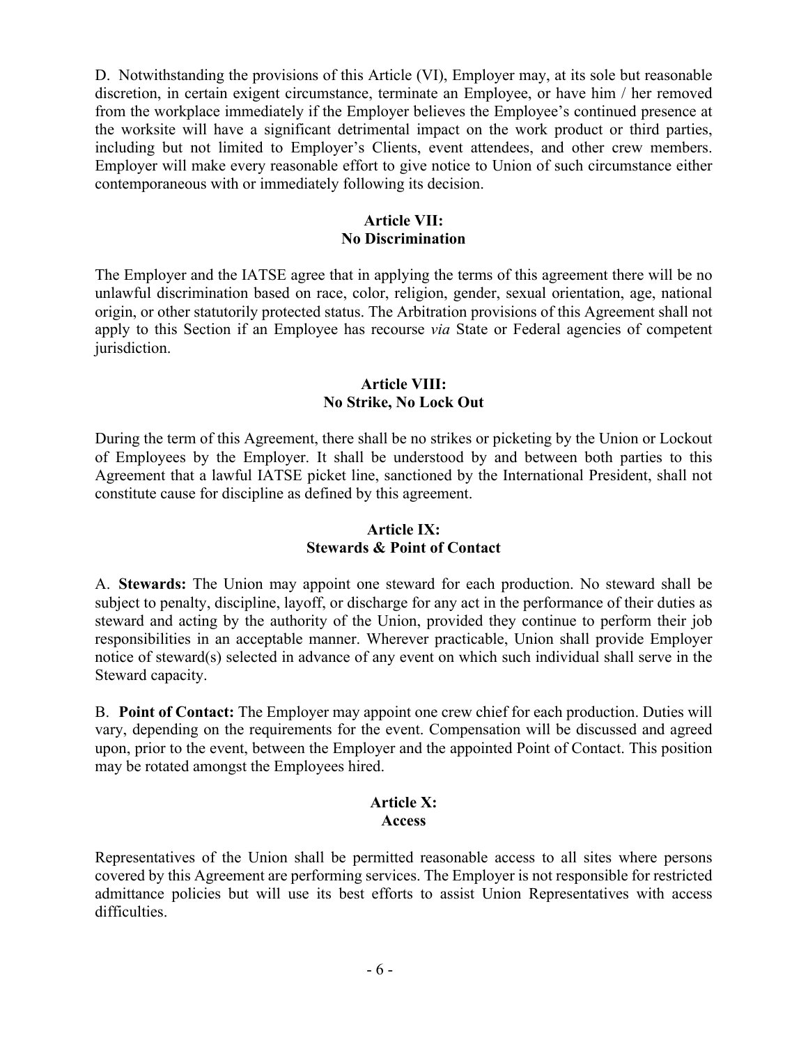D. Notwithstanding the provisions of this Article (VI), Employer may, at its sole but reasonable discretion, in certain exigent circumstance, terminate an Employee, or have him / her removed from the workplace immediately if the Employer believes the Employee's continued presence at the worksite will have a significant detrimental impact on the work product or third parties, including but not limited to Employer's Clients, event attendees, and other crew members. Employer will make every reasonable effort to give notice to Union of such circumstance either contemporaneous with or immediately following its decision.

## Article VII: No Discrimination

The Employer and the IATSE agree that in applying the terms of this agreement there will be no unlawful discrimination based on race, color, religion, gender, sexual orientation, age, national origin, or other statutorily protected status. The Arbitration provisions of this Agreement shall not apply to this Section if an Employee has recourse *via* State or Federal agencies of competent jurisdiction.

## Article VIII: No Strike, No Lock Out

During the term of this Agreement, there shall be no strikes or picketing by the Union or Lockout of Employees by the Employer. It shall be understood by and between both parties to this Agreement that a lawful IATSE picket line, sanctioned by the International President, shall not constitute cause for discipline as defined by this agreement.

## Article IX: Stewards & Point of Contact

A. **Stewards:** The Union may appoint one steward for each production. No steward shall be subject to penalty, discipline, layoff, or discharge for any act in the performance of their duties as steward and acting by the authority of the Union, provided they continue to perform their job responsibilities in an acceptable manner. Wherever practicable, Union shall provide Employer notice of steward(s) selected in advance of any event on which such individual shall serve in the Steward capacity.

B. **Point of Contact:** The Employer may appoint one crew chief for each production. Duties will vary, depending on the requirements for the event. Compensation will be discussed and agreed upon, prior to the event, between the Employer and the appointed Point of Contact. This position may be rotated amongst the Employees hired.

## Article X: Access

Representatives of the Union shall be permitted reasonable access to all sites where persons covered by this Agreement are performing services. The Employer is not responsible for restricted admittance policies but will use its best efforts to assist Union Representatives with access difficulties.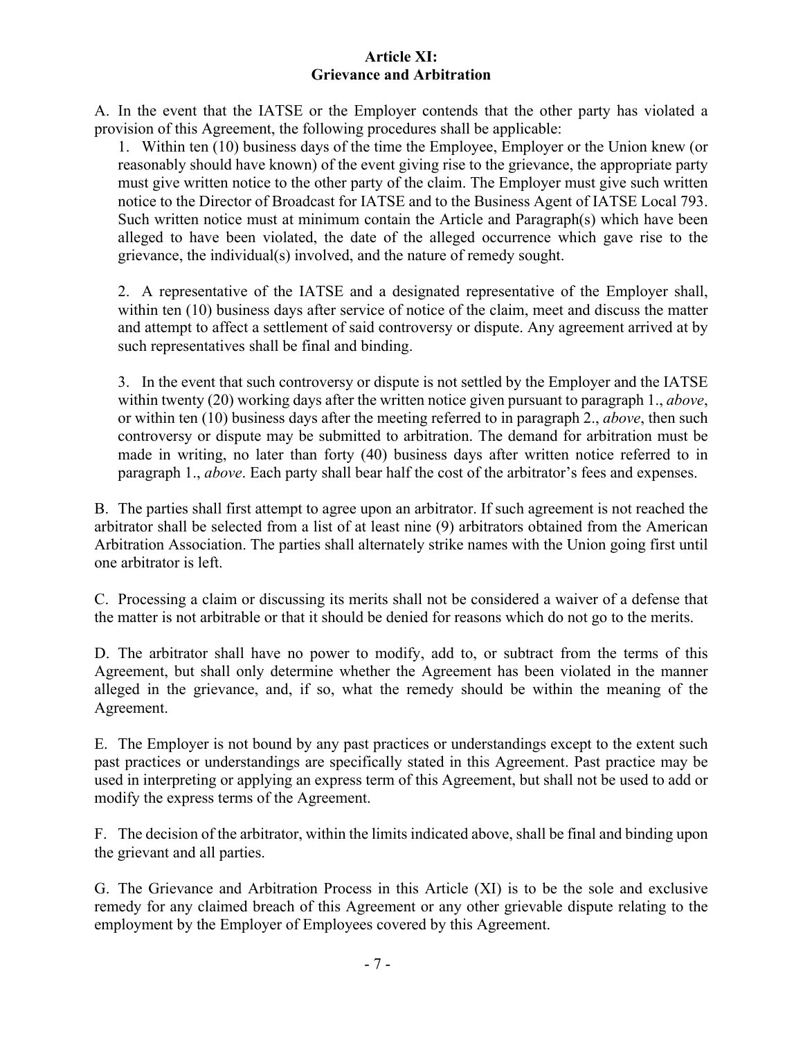## Article XI:
## Grievance and Arbitration

A. In the event that the IATSE or the Employer contends that the other party has violated a provision of this Agreement, the following procedures shall be applicable:

1. Within ten (10) business days of the time the Employee, Employer or the Union knew (or reasonably should have known) of the event giving rise to the grievance, the appropriate party must give written notice to the other party of the claim. The Employer must give such written notice to the Director of Broadcast for IATSE and to the Business Agent of IATSE Local 793. Such written notice must at minimum contain the Article and Paragraph(s) which have been alleged to have been violated, the date of the alleged occurrence which gave rise to the grievance, the individual(s) involved, and the nature of remedy sought.

2. A representative of the IATSE and a designated representative of the Employer shall, within ten (10) business days after service of notice of the claim, meet and discuss the matter and attempt to affect a settlement of said controversy or dispute. Any agreement arrived at by such representatives shall be final and binding.

3. In the event that such controversy or dispute is not settled by the Employer and the IATSE within twenty (20) working days after the written notice given pursuant to paragraph 1., *above*, or within ten (10) business days after the meeting referred to in paragraph 2., *above*, then such controversy or dispute may be submitted to arbitration. The demand for arbitration must be made in writing, no later than forty (40) business days after written notice referred to in paragraph 1., *above*. Each party shall bear half the cost of the arbitrator's fees and expenses.

B. The parties shall first attempt to agree upon an arbitrator. If such agreement is not reached the arbitrator shall be selected from a list of at least nine (9) arbitrators obtained from the American Arbitration Association. The parties shall alternately strike names with the Union going first until one arbitrator is left.

C. Processing a claim or discussing its merits shall not be considered a waiver of a defense that the matter is not arbitrable or that it should be denied for reasons which do not go to the merits.

D. The arbitrator shall have no power to modify, add to, or subtract from the terms of this Agreement, but shall only determine whether the Agreement has been violated in the manner alleged in the grievance, and, if so, what the remedy should be within the meaning of the Agreement.

E. The Employer is not bound by any past practices or understandings except to the extent such past practices or understandings are specifically stated in this Agreement. Past practice may be used in interpreting or applying an express term of this Agreement, but shall not be used to add or modify the express terms of the Agreement.

F. The decision of the arbitrator, within the limits indicated above, shall be final and binding upon the grievant and all parties.

G. The Grievance and Arbitration Process in this Article (XI) is to be the sole and exclusive remedy for any claimed breach of this Agreement or any other grievable dispute relating to the employment by the Employer of Employees covered by this Agreement.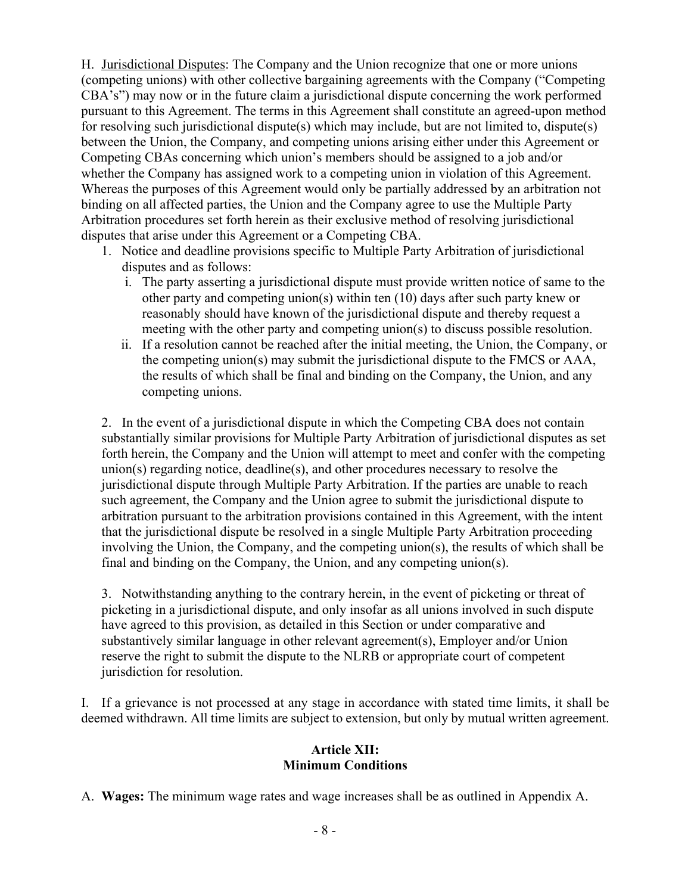H. Jurisdictional Disputes: The Company and the Union recognize that one or more unions (competing unions) with other collective bargaining agreements with the Company ("Competing CBA's") may now or in the future claim a jurisdictional dispute concerning the work performed pursuant to this Agreement. The terms in this Agreement shall constitute an agreed-upon method for resolving such jurisdictional dispute(s) which may include, but are not limited to, dispute(s) between the Union, the Company, and competing unions arising either under this Agreement or Competing CBAs concerning which union's members should be assigned to a job and/or whether the Company has assigned work to a competing union in violation of this Agreement. Whereas the purposes of this Agreement would only be partially addressed by an arbitration not binding on all affected parties, the Union and the Company agree to use the Multiple Party Arbitration procedures set forth herein as their exclusive method of resolving jurisdictional disputes that arise under this Agreement or a Competing CBA.

1. Notice and deadline provisions specific to Multiple Party Arbitration of jurisdictional disputes and as follows:
   i. The party asserting a jurisdictional dispute must provide written notice of same to the other party and competing union(s) within ten (10) days after such party knew or reasonably should have known of the jurisdictional dispute and thereby request a meeting with the other party and competing union(s) to discuss possible resolution.
   ii. If a resolution cannot be reached after the initial meeting, the Union, the Company, or the competing union(s) may submit the jurisdictional dispute to the FMCS or AAA, the results of which shall be final and binding on the Company, the Union, and any competing unions.

2. In the event of a jurisdictional dispute in which the Competing CBA does not contain substantially similar provisions for Multiple Party Arbitration of jurisdictional disputes as set forth herein, the Company and the Union will attempt to meet and confer with the competing union(s) regarding notice, deadline(s), and other procedures necessary to resolve the jurisdictional dispute through Multiple Party Arbitration. If the parties are unable to reach such agreement, the Company and the Union agree to submit the jurisdictional dispute to arbitration pursuant to the arbitration provisions contained in this Agreement, with the intent that the jurisdictional dispute be resolved in a single Multiple Party Arbitration proceeding involving the Union, the Company, and the competing union(s), the results of which shall be final and binding on the Company, the Union, and any competing union(s).

3. Notwithstanding anything to the contrary herein, in the event of picketing or threat of picketing in a jurisdictional dispute, and only insofar as all unions involved in such dispute have agreed to this provision, as detailed in this Section or under comparative and substantively similar language in other relevant agreement(s), Employer and/or Union reserve the right to submit the dispute to the NLRB or appropriate court of competent jurisdiction for resolution.

I. If a grievance is not processed at any stage in accordance with stated time limits, it shall be deemed withdrawn. All time limits are subject to extension, but only by mutual written agreement.

## Article XII: Minimum Conditions

A. **Wages:** The minimum wage rates and wage increases shall be as outlined in Appendix A.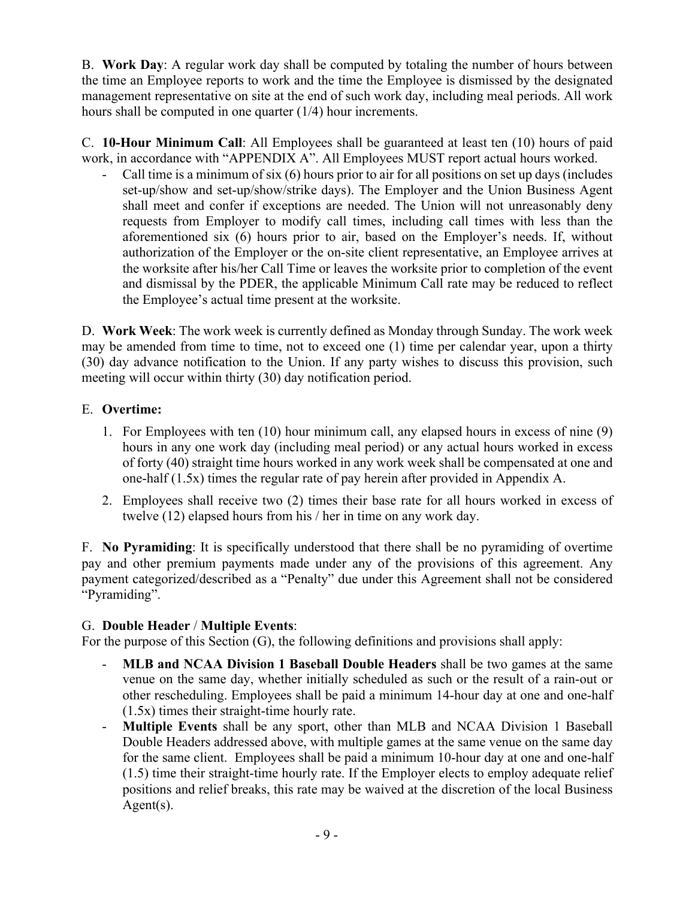B. **Work Day**: A regular work day shall be computed by totaling the number of hours between the time an Employee reports to work and the time the Employee is dismissed by the designated management representative on site at the end of such work day, including meal periods. All work hours shall be computed in one quarter (1/4) hour increments.

C. **10-Hour Minimum Call**: All Employees shall be guaranteed at least ten (10) hours of paid work, in accordance with "APPENDIX A". All Employees MUST report actual hours worked.

- Call time is a minimum of six (6) hours prior to air for all positions on set up days (includes set-up/show and set-up/show/strike days). The Employer and the Union Business Agent shall meet and confer if exceptions are needed. The Union will not unreasonably deny requests from Employer to modify call times, including call times with less than the aforementioned six (6) hours prior to air, based on the Employer's needs. If, without authorization of the Employer or the on-site client representative, an Employee arrives at the worksite after his/her Call Time or leaves the worksite prior to completion of the event and dismissal by the PDER, the applicable Minimum Call rate may be reduced to reflect the Employee's actual time present at the worksite.

D. **Work Week**: The work week is currently defined as Monday through Sunday. The work week may be amended from time to time, not to exceed one (1) time per calendar year, upon a thirty (30) day advance notification to the Union. If any party wishes to discuss this provision, such meeting will occur within thirty (30) day notification period.

E. **Overtime:**

1. For Employees with ten (10) hour minimum call, any elapsed hours in excess of nine (9) hours in any one work day (including meal period) or any actual hours worked in excess of forty (40) straight time hours worked in any work week shall be compensated at one and one-half (1.5x) times the regular rate of pay herein after provided in Appendix A.
2. Employees shall receive two (2) times their base rate for all hours worked in excess of twelve (12) elapsed hours from his / her in time on any work day.

F. **No Pyramiding**: It is specifically understood that there shall be no pyramiding of overtime pay and other premium payments made under any of the provisions of this agreement. Any payment categorized/described as a "Penalty" due under this Agreement shall not be considered "Pyramiding".

G. **Double Header** / **Multiple Events**:
For the purpose of this Section (G), the following definitions and provisions shall apply:

- **MLB and NCAA Division 1 Baseball Double Headers** shall be two games at the same venue on the same day, whether initially scheduled as such or the result of a rain-out or other rescheduling. Employees shall be paid a minimum 14-hour day at one and one-half (1.5x) times their straight-time hourly rate.
- **Multiple Events** shall be any sport, other than MLB and NCAA Division 1 Baseball Double Headers addressed above, with multiple games at the same venue on the same day for the same client. Employees shall be paid a minimum 10-hour day at one and one-half (1.5) time their straight-time hourly rate. If the Employer elects to employ adequate relief positions and relief breaks, this rate may be waived at the discretion of the local Business Agent(s).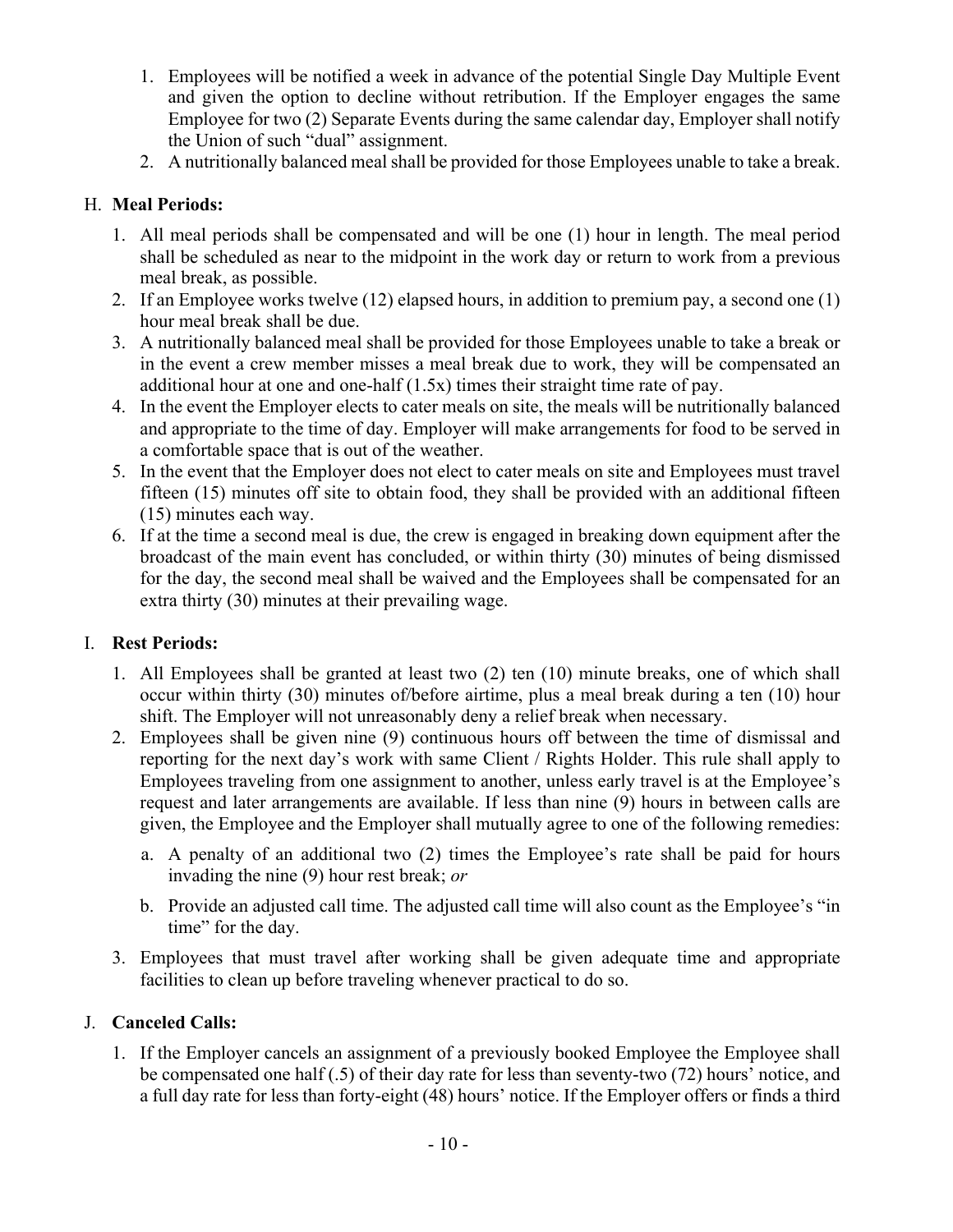1. Employees will be notified a week in advance of the potential Single Day Multiple Event and given the option to decline without retribution. If the Employer engages the same Employee for two (2) Separate Events during the same calendar day, Employer shall notify the Union of such "dual" assignment.
2. A nutritionally balanced meal shall be provided for those Employees unable to take a break.

H. **Meal Periods:**

1. All meal periods shall be compensated and will be one (1) hour in length. The meal period shall be scheduled as near to the midpoint in the work day or return to work from a previous meal break, as possible.
2. If an Employee works twelve (12) elapsed hours, in addition to premium pay, a second one (1) hour meal break shall be due.
3. A nutritionally balanced meal shall be provided for those Employees unable to take a break or in the event a crew member misses a meal break due to work, they will be compensated an additional hour at one and one-half (1.5x) times their straight time rate of pay.
4. In the event the Employer elects to cater meals on site, the meals will be nutritionally balanced and appropriate to the time of day. Employer will make arrangements for food to be served in a comfortable space that is out of the weather.
5. In the event that the Employer does not elect to cater meals on site and Employees must travel fifteen (15) minutes off site to obtain food, they shall be provided with an additional fifteen (15) minutes each way.
6. If at the time a second meal is due, the crew is engaged in breaking down equipment after the broadcast of the main event has concluded, or within thirty (30) minutes of being dismissed for the day, the second meal shall be waived and the Employees shall be compensated for an extra thirty (30) minutes at their prevailing wage.

I. **Rest Periods:**

1. All Employees shall be granted at least two (2) ten (10) minute breaks, one of which shall occur within thirty (30) minutes of/before airtime, plus a meal break during a ten (10) hour shift. The Employer will not unreasonably deny a relief break when necessary.
2. Employees shall be given nine (9) continuous hours off between the time of dismissal and reporting for the next day's work with same Client / Rights Holder. This rule shall apply to Employees traveling from one assignment to another, unless early travel is at the Employee's request and later arrangements are available. If less than nine (9) hours in between calls are given, the Employee and the Employer shall mutually agree to one of the following remedies:
   a. A penalty of an additional two (2) times the Employee's rate shall be paid for hours invading the nine (9) hour rest break; *or*
   b. Provide an adjusted call time. The adjusted call time will also count as the Employee's "in time" for the day.
3. Employees that must travel after working shall be given adequate time and appropriate facilities to clean up before traveling whenever practical to do so.

J. **Canceled Calls:**

1. If the Employer cancels an assignment of a previously booked Employee the Employee shall be compensated one half (.5) of their day rate for less than seventy-two (72) hours' notice, and a full day rate for less than forty-eight (48) hours' notice. If the Employer offers or finds a third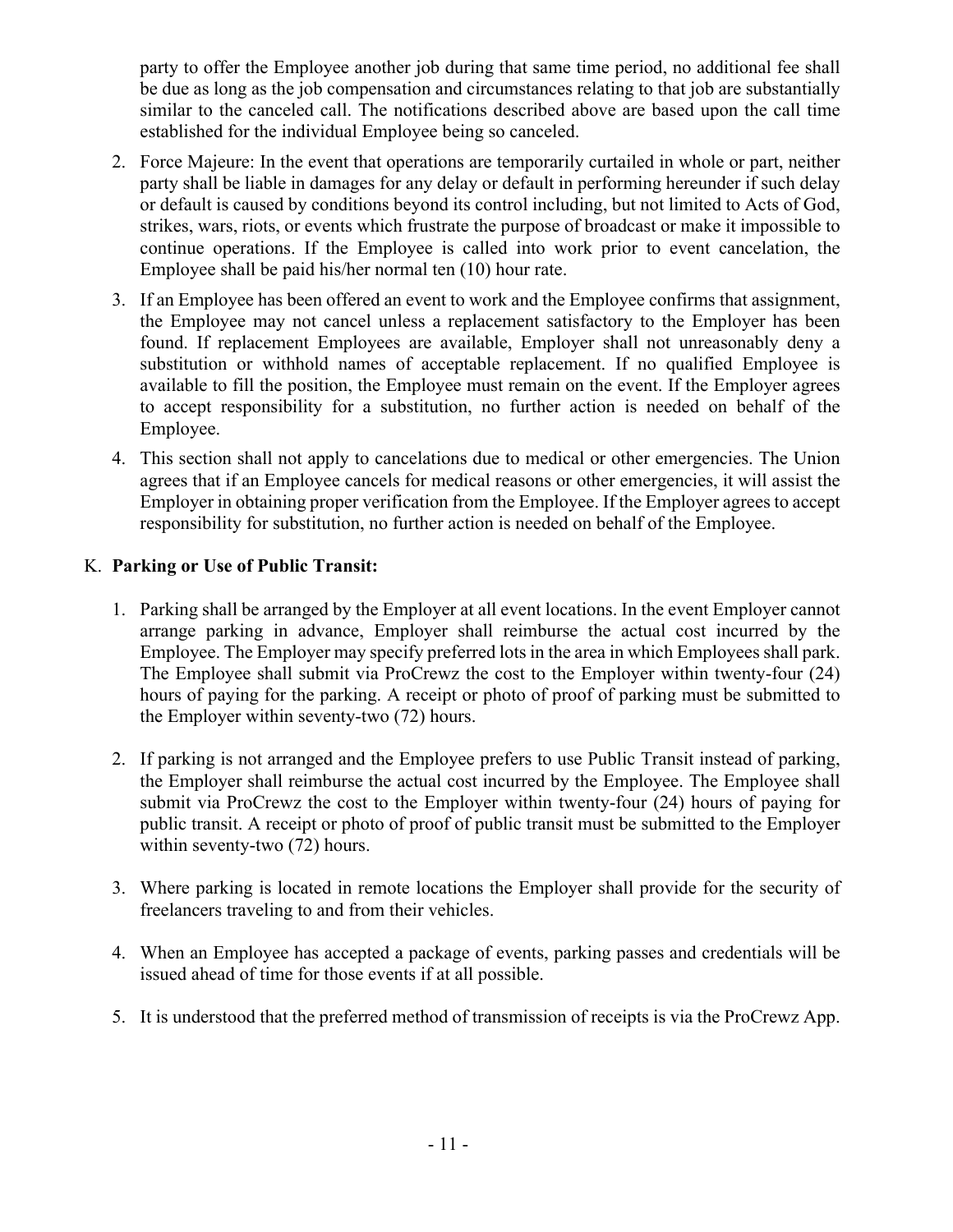party to offer the Employee another job during that same time period, no additional fee shall be due as long as the job compensation and circumstances relating to that job are substantially similar to the canceled call. The notifications described above are based upon the call time established for the individual Employee being so canceled.

2. Force Majeure: In the event that operations are temporarily curtailed in whole or part, neither party shall be liable in damages for any delay or default in performing hereunder if such delay or default is caused by conditions beyond its control including, but not limited to Acts of God, strikes, wars, riots, or events which frustrate the purpose of broadcast or make it impossible to continue operations. If the Employee is called into work prior to event cancelation, the Employee shall be paid his/her normal ten (10) hour rate.

3. If an Employee has been offered an event to work and the Employee confirms that assignment, the Employee may not cancel unless a replacement satisfactory to the Employer has been found. If replacement Employees are available, Employer shall not unreasonably deny a substitution or withhold names of acceptable replacement. If no qualified Employee is available to fill the position, the Employee must remain on the event. If the Employer agrees to accept responsibility for a substitution, no further action is needed on behalf of the Employee.

4. This section shall not apply to cancelations due to medical or other emergencies. The Union agrees that if an Employee cancels for medical reasons or other emergencies, it will assist the Employer in obtaining proper verification from the Employee. If the Employer agrees to accept responsibility for substitution, no further action is needed on behalf of the Employee.

K. **Parking or Use of Public Transit:**

1. Parking shall be arranged by the Employer at all event locations. In the event Employer cannot arrange parking in advance, Employer shall reimburse the actual cost incurred by the Employee. The Employer may specify preferred lots in the area in which Employees shall park. The Employee shall submit via ProCrewz the cost to the Employer within twenty-four (24) hours of paying for the parking. A receipt or photo of proof of parking must be submitted to the Employer within seventy-two (72) hours.

2. If parking is not arranged and the Employee prefers to use Public Transit instead of parking, the Employer shall reimburse the actual cost incurred by the Employee. The Employee shall submit via ProCrewz the cost to the Employer within twenty-four (24) hours of paying for public transit. A receipt or photo of proof of public transit must be submitted to the Employer within seventy-two (72) hours.

3. Where parking is located in remote locations the Employer shall provide for the security of freelancers traveling to and from their vehicles.

4. When an Employee has accepted a package of events, parking passes and credentials will be issued ahead of time for those events if at all possible.

5. It is understood that the preferred method of transmission of receipts is via the ProCrewz App.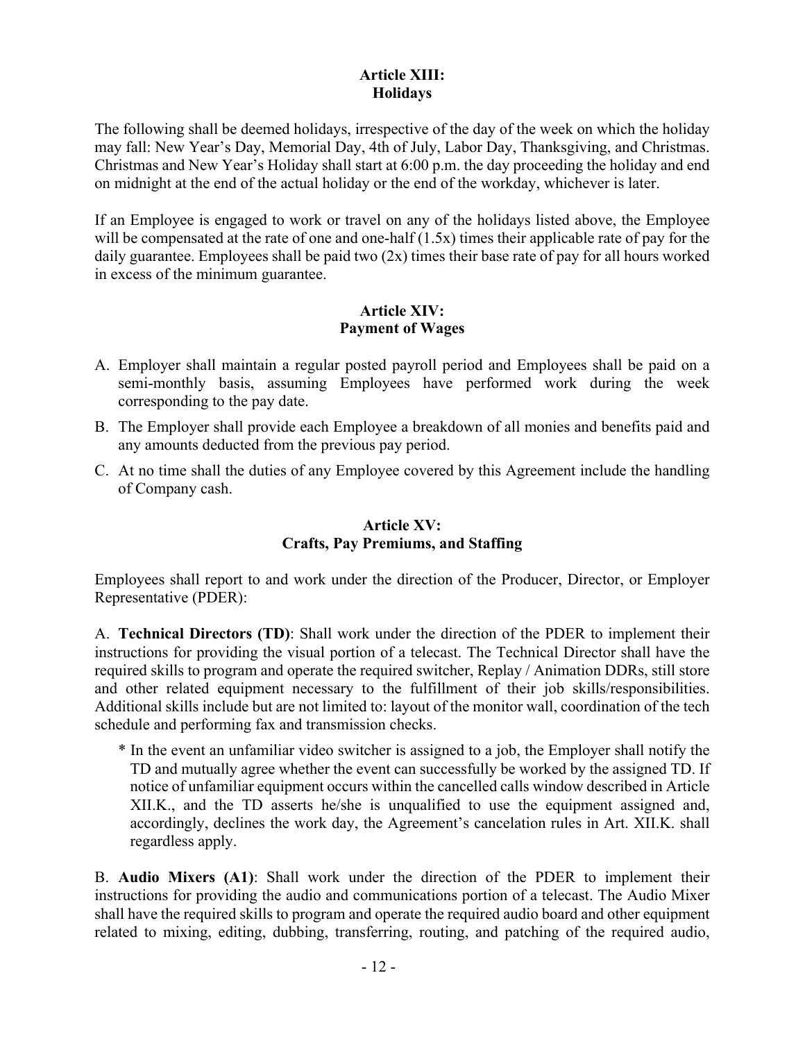## Article XIII: Holidays

The following shall be deemed holidays, irrespective of the day of the week on which the holiday may fall: New Year's Day, Memorial Day, 4th of July, Labor Day, Thanksgiving, and Christmas. Christmas and New Year's Holiday shall start at 6:00 p.m. the day proceeding the holiday and end on midnight at the end of the actual holiday or the end of the workday, whichever is later.

If an Employee is engaged to work or travel on any of the holidays listed above, the Employee will be compensated at the rate of one and one-half (1.5x) times their applicable rate of pay for the daily guarantee. Employees shall be paid two (2x) times their base rate of pay for all hours worked in excess of the minimum guarantee.

## Article XIV: Payment of Wages

A. Employer shall maintain a regular posted payroll period and Employees shall be paid on a semi-monthly basis, assuming Employees have performed work during the week corresponding to the pay date.

B. The Employer shall provide each Employee a breakdown of all monies and benefits paid and any amounts deducted from the previous pay period.

C. At no time shall the duties of any Employee covered by this Agreement include the handling of Company cash.

## Article XV: Crafts, Pay Premiums, and Staffing

Employees shall report to and work under the direction of the Producer, Director, or Employer Representative (PDER):

A. **Technical Directors (TD)**: Shall work under the direction of the PDER to implement their instructions for providing the visual portion of a telecast. The Technical Director shall have the required skills to program and operate the required switcher, Replay / Animation DDRs, still store and other related equipment necessary to the fulfillment of their job skills/responsibilities. Additional skills include but are not limited to: layout of the monitor wall, coordination of the tech schedule and performing fax and transmission checks.

> * In the event an unfamiliar video switcher is assigned to a job, the Employer shall notify the TD and mutually agree whether the event can successfully be worked by the assigned TD. If notice of unfamiliar equipment occurs within the cancelled calls window described in Article XII.K., and the TD asserts he/she is unqualified to use the equipment assigned and, accordingly, declines the work day, the Agreement's cancelation rules in Art. XII.K. shall regardless apply.

B. **Audio Mixers (A1)**: Shall work under the direction of the PDER to implement their instructions for providing the audio and communications portion of a telecast. The Audio Mixer shall have the required skills to program and operate the required audio board and other equipment related to mixing, editing, dubbing, transferring, routing, and patching of the required audio,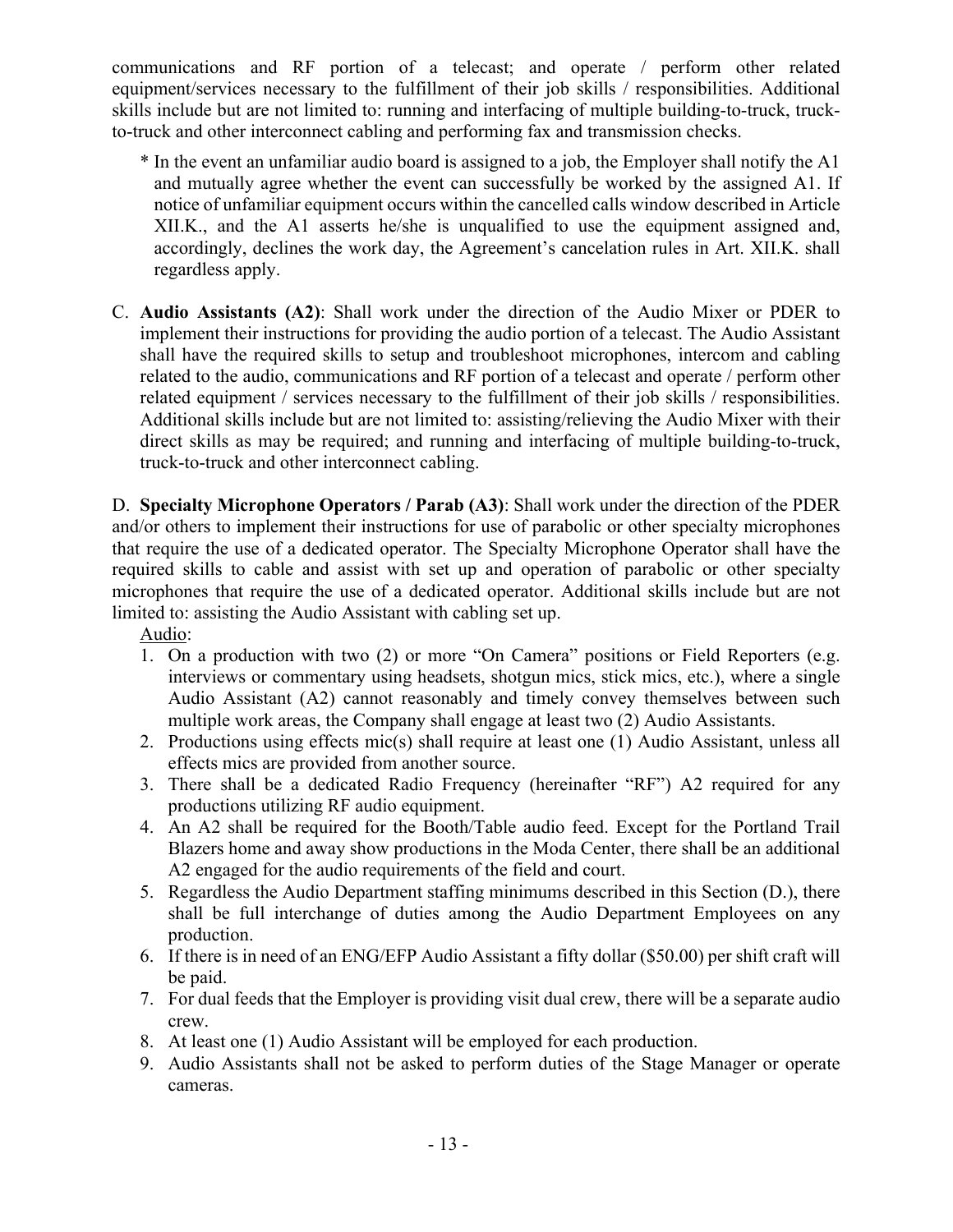communications and RF portion of a telecast; and operate / perform other related equipment/services necessary to the fulfillment of their job skills / responsibilities. Additional skills include but are not limited to: running and interfacing of multiple building-to-truck, truck-to-truck and other interconnect cabling and performing fax and transmission checks.

> * In the event an unfamiliar audio board is assigned to a job, the Employer shall notify the A1 and mutually agree whether the event can successfully be worked by the assigned A1. If notice of unfamiliar equipment occurs within the cancelled calls window described in Article XII.K., and the A1 asserts he/she is unqualified to use the equipment assigned and, accordingly, declines the work day, the Agreement's cancelation rules in Art. XII.K. shall regardless apply.

C. **Audio Assistants (A2)**: Shall work under the direction of the Audio Mixer or PDER to implement their instructions for providing the audio portion of a telecast. The Audio Assistant shall have the required skills to setup and troubleshoot microphones, intercom and cabling related to the audio, communications and RF portion of a telecast and operate / perform other related equipment / services necessary to the fulfillment of their job skills / responsibilities. Additional skills include but are not limited to: assisting/relieving the Audio Mixer with their direct skills as may be required; and running and interfacing of multiple building-to-truck, truck-to-truck and other interconnect cabling.

D. **Specialty Microphone Operators / Parab (A3)**: Shall work under the direction of the PDER and/or others to implement their instructions for use of parabolic or other specialty microphones that require the use of a dedicated operator. The Specialty Microphone Operator shall have the required skills to cable and assist with set up and operation of parabolic or other specialty microphones that require the use of a dedicated operator. Additional skills include but are not limited to: assisting the Audio Assistant with cabling set up.

<u>Audio</u>:

1. On a production with two (2) or more "On Camera" positions or Field Reporters (e.g. interviews or commentary using headsets, shotgun mics, stick mics, etc.), where a single Audio Assistant (A2) cannot reasonably and timely convey themselves between such multiple work areas, the Company shall engage at least two (2) Audio Assistants.
2. Productions using effects mic(s) shall require at least one (1) Audio Assistant, unless all effects mics are provided from another source.
3. There shall be a dedicated Radio Frequency (hereinafter "RF") A2 required for any productions utilizing RF audio equipment.
4. An A2 shall be required for the Booth/Table audio feed. Except for the Portland Trail Blazers home and away show productions in the Moda Center, there shall be an additional A2 engaged for the audio requirements of the field and court.
5. Regardless the Audio Department staffing minimums described in this Section (D.), there shall be full interchange of duties among the Audio Department Employees on any production.
6. If there is in need of an ENG/EFP Audio Assistant a fifty dollar ($50.00) per shift craft will be paid.
7. For dual feeds that the Employer is providing visit dual crew, there will be a separate audio crew.
8. At least one (1) Audio Assistant will be employed for each production.
9. Audio Assistants shall not be asked to perform duties of the Stage Manager or operate cameras.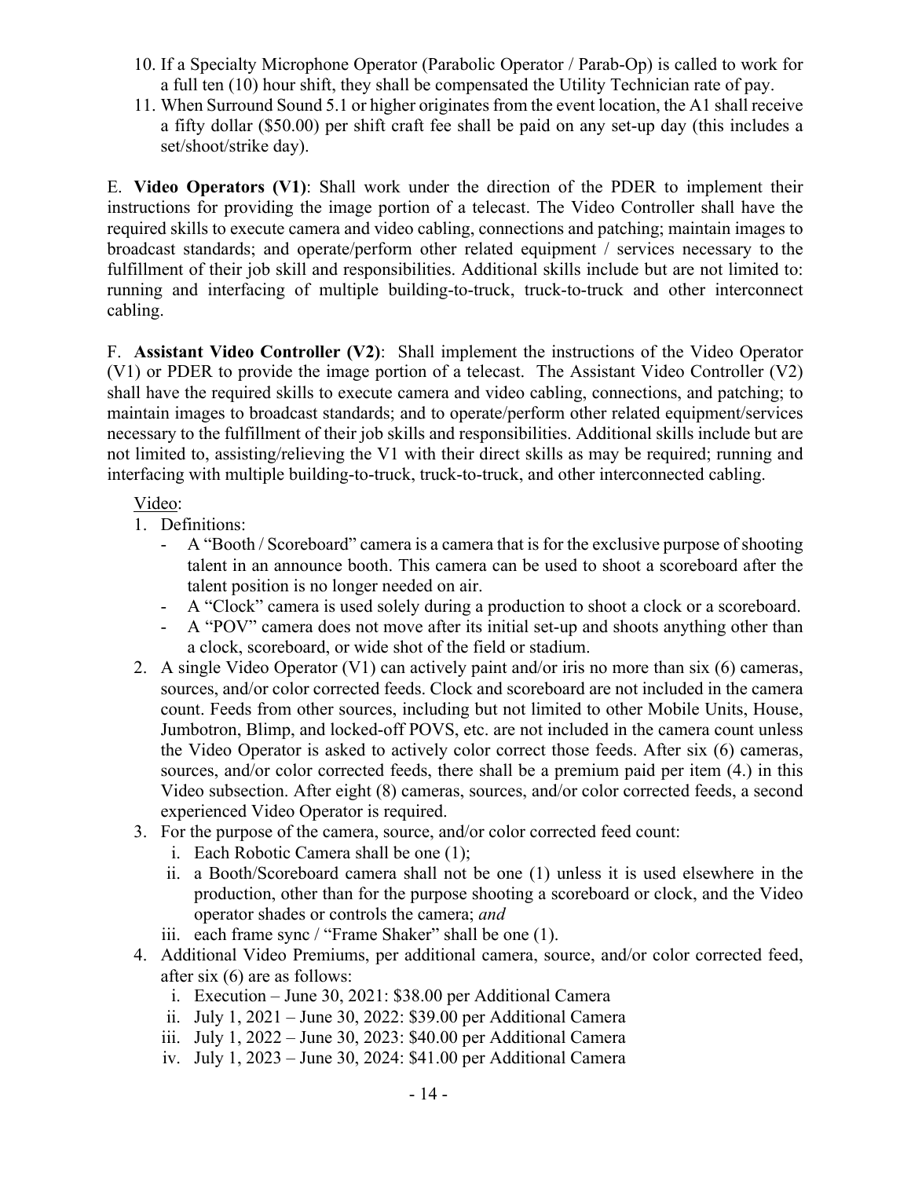10. If a Specialty Microphone Operator (Parabolic Operator / Parab-Op) is called to work for a full ten (10) hour shift, they shall be compensated the Utility Technician rate of pay.
11. When Surround Sound 5.1 or higher originates from the event location, the A1 shall receive a fifty dollar ($50.00) per shift craft fee shall be paid on any set-up day (this includes a set/shoot/strike day).

E. **Video Operators (V1)**: Shall work under the direction of the PDER to implement their instructions for providing the image portion of a telecast. The Video Controller shall have the required skills to execute camera and video cabling, connections and patching; maintain images to broadcast standards; and operate/perform other related equipment / services necessary to the fulfillment of their job skill and responsibilities. Additional skills include but are not limited to: running and interfacing of multiple building-to-truck, truck-to-truck and other interconnect cabling.

F. **Assistant Video Controller (V2)**: Shall implement the instructions of the Video Operator (V1) or PDER to provide the image portion of a telecast. The Assistant Video Controller (V2) shall have the required skills to execute camera and video cabling, connections, and patching; to maintain images to broadcast standards; and to operate/perform other related equipment/services necessary to the fulfillment of their job skills and responsibilities. Additional skills include but are not limited to, assisting/relieving the V1 with their direct skills as may be required; running and interfacing with multiple building-to-truck, truck-to-truck, and other interconnected cabling.

Video:

1. Definitions:
   - A "Booth / Scoreboard" camera is a camera that is for the exclusive purpose of shooting talent in an announce booth. This camera can be used to shoot a scoreboard after the talent position is no longer needed on air.
   - A "Clock" camera is used solely during a production to shoot a clock or a scoreboard.
   - A "POV" camera does not move after its initial set-up and shoots anything other than a clock, scoreboard, or wide shot of the field or stadium.
2. A single Video Operator (V1) can actively paint and/or iris no more than six (6) cameras, sources, and/or color corrected feeds. Clock and scoreboard are not included in the camera count. Feeds from other sources, including but not limited to other Mobile Units, House, Jumbotron, Blimp, and locked-off POVS, etc. are not included in the camera count unless the Video Operator is asked to actively color correct those feeds. After six (6) cameras, sources, and/or color corrected feeds, there shall be a premium paid per item (4.) in this Video subsection. After eight (8) cameras, sources, and/or color corrected feeds, a second experienced Video Operator is required.
3. For the purpose of the camera, source, and/or color corrected feed count:
   i. Each Robotic Camera shall be one (1);
   ii. a Booth/Scoreboard camera shall not be one (1) unless it is used elsewhere in the production, other than for the purpose shooting a scoreboard or clock, and the Video operator shades or controls the camera; *and*
   iii. each frame sync / "Frame Shaker" shall be one (1).
4. Additional Video Premiums, per additional camera, source, and/or color corrected feed, after six (6) are as follows:
   i. Execution – June 30, 2021: $38.00 per Additional Camera
   ii. July 1, 2021 – June 30, 2022: $39.00 per Additional Camera
   iii. July 1, 2022 – June 30, 2023: $40.00 per Additional Camera
   iv. July 1, 2023 – June 30, 2024: $41.00 per Additional Camera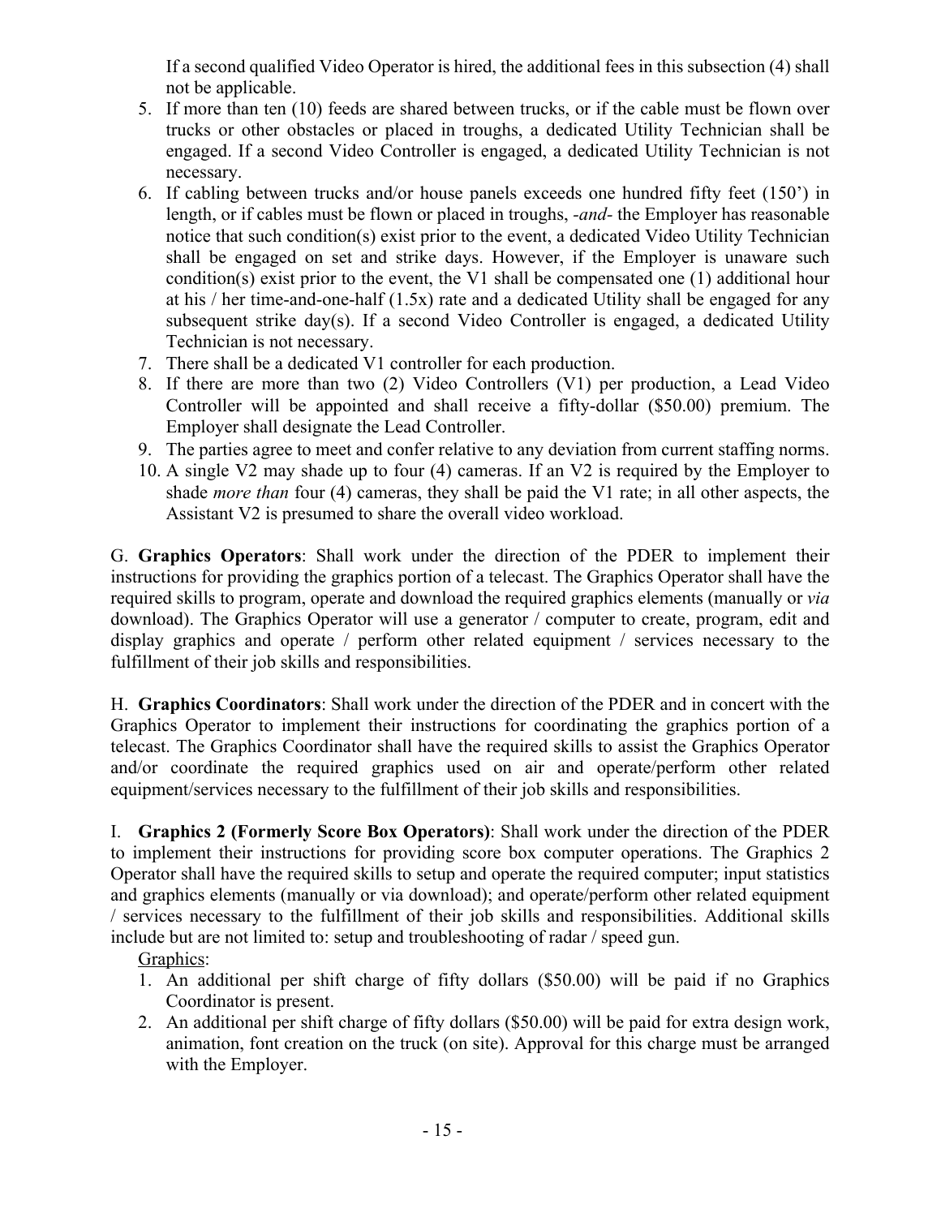If a second qualified Video Operator is hired, the additional fees in this subsection (4) shall not be applicable.

5. If more than ten (10) feeds are shared between trucks, or if the cable must be flown over trucks or other obstacles or placed in troughs, a dedicated Utility Technician shall be engaged. If a second Video Controller is engaged, a dedicated Utility Technician is not necessary.
6. If cabling between trucks and/or house panels exceeds one hundred fifty feet (150') in length, or if cables must be flown or placed in troughs, *-and-* the Employer has reasonable notice that such condition(s) exist prior to the event, a dedicated Video Utility Technician shall be engaged on set and strike days. However, if the Employer is unaware such condition(s) exist prior to the event, the V1 shall be compensated one (1) additional hour at his / her time-and-one-half (1.5x) rate and a dedicated Utility shall be engaged for any subsequent strike day(s). If a second Video Controller is engaged, a dedicated Utility Technician is not necessary.
7. There shall be a dedicated V1 controller for each production.
8. If there are more than two (2) Video Controllers (V1) per production, a Lead Video Controller will be appointed and shall receive a fifty-dollar ($50.00) premium. The Employer shall designate the Lead Controller.
9. The parties agree to meet and confer relative to any deviation from current staffing norms.
10. A single V2 may shade up to four (4) cameras. If an V2 is required by the Employer to shade *more than* four (4) cameras, they shall be paid the V1 rate; in all other aspects, the Assistant V2 is presumed to share the overall video workload.

G. **Graphics Operators**: Shall work under the direction of the PDER to implement their instructions for providing the graphics portion of a telecast. The Graphics Operator shall have the required skills to program, operate and download the required graphics elements (manually or *via* download). The Graphics Operator will use a generator / computer to create, program, edit and display graphics and operate / perform other related equipment / services necessary to the fulfillment of their job skills and responsibilities.

H. **Graphics Coordinators**: Shall work under the direction of the PDER and in concert with the Graphics Operator to implement their instructions for coordinating the graphics portion of a telecast. The Graphics Coordinator shall have the required skills to assist the Graphics Operator and/or coordinate the required graphics used on air and operate/perform other related equipment/services necessary to the fulfillment of their job skills and responsibilities.

I. **Graphics 2 (Formerly Score Box Operators)**: Shall work under the direction of the PDER to implement their instructions for providing score box computer operations. The Graphics 2 Operator shall have the required skills to setup and operate the required computer; input statistics and graphics elements (manually or via download); and operate/perform other related equipment / services necessary to the fulfillment of their job skills and responsibilities. Additional skills include but are not limited to: setup and troubleshooting of radar / speed gun.

Graphics:

1. An additional per shift charge of fifty dollars ($50.00) will be paid if no Graphics Coordinator is present.
2. An additional per shift charge of fifty dollars ($50.00) will be paid for extra design work, animation, font creation on the truck (on site). Approval for this charge must be arranged with the Employer.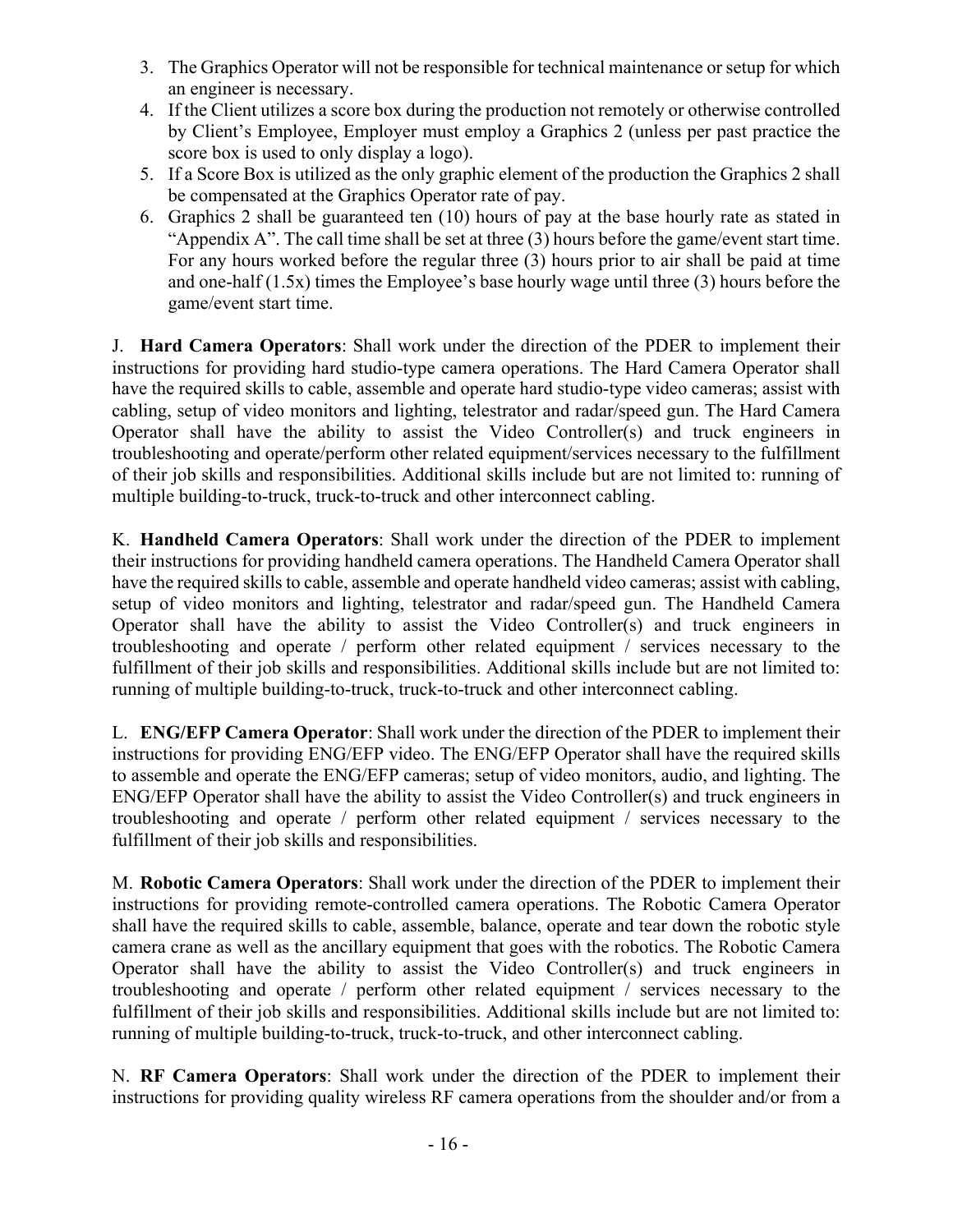3. The Graphics Operator will not be responsible for technical maintenance or setup for which an engineer is necessary.
4. If the Client utilizes a score box during the production not remotely or otherwise controlled by Client's Employee, Employer must employ a Graphics 2 (unless per past practice the score box is used to only display a logo).
5. If a Score Box is utilized as the only graphic element of the production the Graphics 2 shall be compensated at the Graphics Operator rate of pay.
6. Graphics 2 shall be guaranteed ten (10) hours of pay at the base hourly rate as stated in "Appendix A". The call time shall be set at three (3) hours before the game/event start time. For any hours worked before the regular three (3) hours prior to air shall be paid at time and one-half (1.5x) times the Employee's base hourly wage until three (3) hours before the game/event start time.

J. **Hard Camera Operators**: Shall work under the direction of the PDER to implement their instructions for providing hard studio-type camera operations. The Hard Camera Operator shall have the required skills to cable, assemble and operate hard studio-type video cameras; assist with cabling, setup of video monitors and lighting, telestrator and radar/speed gun. The Hard Camera Operator shall have the ability to assist the Video Controller(s) and truck engineers in troubleshooting and operate/perform other related equipment/services necessary to the fulfillment of their job skills and responsibilities. Additional skills include but are not limited to: running of multiple building-to-truck, truck-to-truck and other interconnect cabling.

K. **Handheld Camera Operators**: Shall work under the direction of the PDER to implement their instructions for providing handheld camera operations. The Handheld Camera Operator shall have the required skills to cable, assemble and operate handheld video cameras; assist with cabling, setup of video monitors and lighting, telestrator and radar/speed gun. The Handheld Camera Operator shall have the ability to assist the Video Controller(s) and truck engineers in troubleshooting and operate / perform other related equipment / services necessary to the fulfillment of their job skills and responsibilities. Additional skills include but are not limited to: running of multiple building-to-truck, truck-to-truck and other interconnect cabling.

L. **ENG/EFP Camera Operator**: Shall work under the direction of the PDER to implement their instructions for providing ENG/EFP video. The ENG/EFP Operator shall have the required skills to assemble and operate the ENG/EFP cameras; setup of video monitors, audio, and lighting. The ENG/EFP Operator shall have the ability to assist the Video Controller(s) and truck engineers in troubleshooting and operate / perform other related equipment / services necessary to the fulfillment of their job skills and responsibilities.

M. **Robotic Camera Operators**: Shall work under the direction of the PDER to implement their instructions for providing remote-controlled camera operations. The Robotic Camera Operator shall have the required skills to cable, assemble, balance, operate and tear down the robotic style camera crane as well as the ancillary equipment that goes with the robotics. The Robotic Camera Operator shall have the ability to assist the Video Controller(s) and truck engineers in troubleshooting and operate / perform other related equipment / services necessary to the fulfillment of their job skills and responsibilities. Additional skills include but are not limited to: running of multiple building-to-truck, truck-to-truck, and other interconnect cabling.

N. **RF Camera Operators**: Shall work under the direction of the PDER to implement their instructions for providing quality wireless RF camera operations from the shoulder and/or from a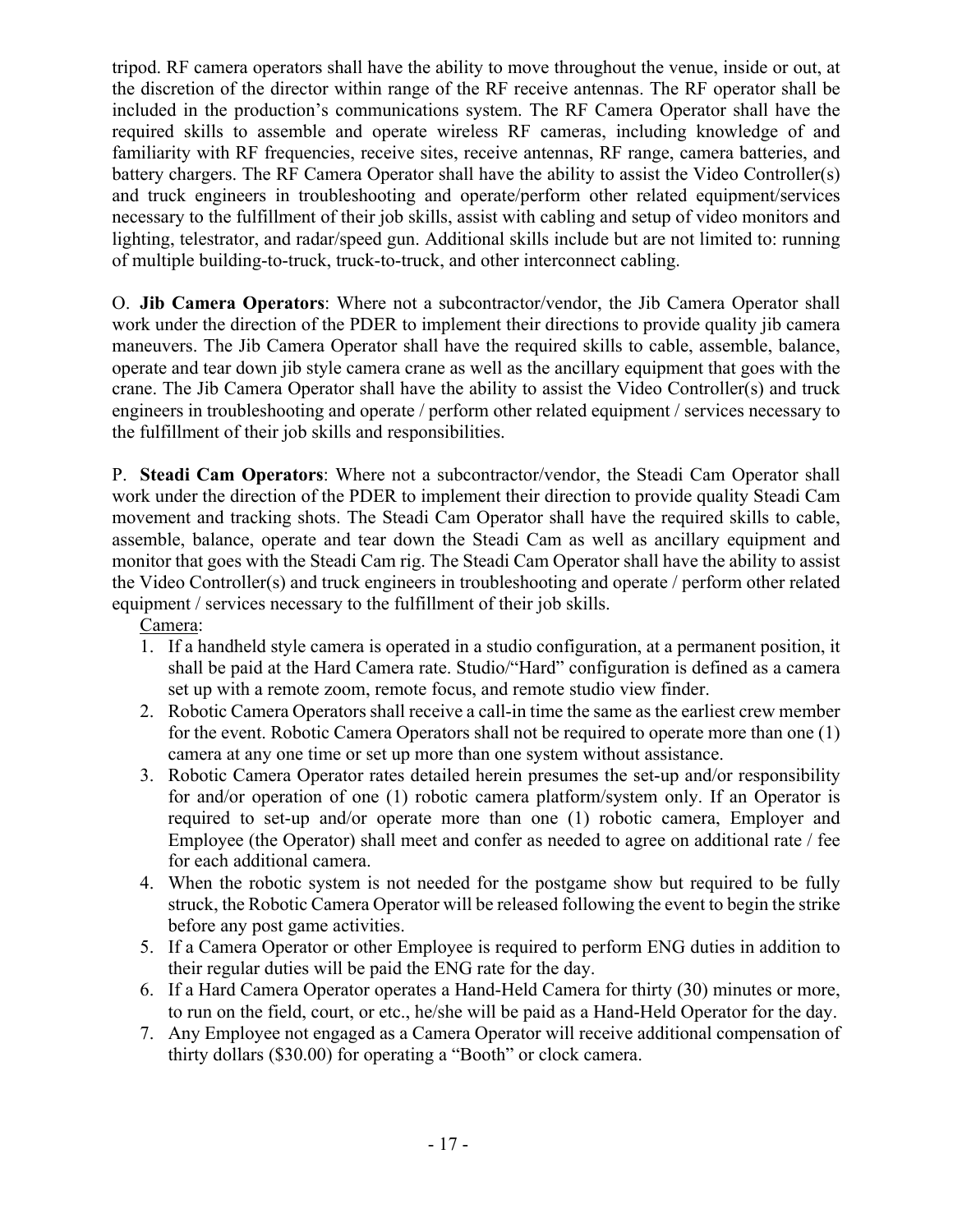tripod. RF camera operators shall have the ability to move throughout the venue, inside or out, at the discretion of the director within range of the RF receive antennas. The RF operator shall be included in the production's communications system. The RF Camera Operator shall have the required skills to assemble and operate wireless RF cameras, including knowledge of and familiarity with RF frequencies, receive sites, receive antennas, RF range, camera batteries, and battery chargers. The RF Camera Operator shall have the ability to assist the Video Controller(s) and truck engineers in troubleshooting and operate/perform other related equipment/services necessary to the fulfillment of their job skills, assist with cabling and setup of video monitors and lighting, telestrator, and radar/speed gun. Additional skills include but are not limited to: running of multiple building-to-truck, truck-to-truck, and other interconnect cabling.

O. **Jib Camera Operators**: Where not a subcontractor/vendor, the Jib Camera Operator shall work under the direction of the PDER to implement their directions to provide quality jib camera maneuvers. The Jib Camera Operator shall have the required skills to cable, assemble, balance, operate and tear down jib style camera crane as well as the ancillary equipment that goes with the crane. The Jib Camera Operator shall have the ability to assist the Video Controller(s) and truck engineers in troubleshooting and operate / perform other related equipment / services necessary to the fulfillment of their job skills and responsibilities.

P. **Steadi Cam Operators**: Where not a subcontractor/vendor, the Steadi Cam Operator shall work under the direction of the PDER to implement their direction to provide quality Steadi Cam movement and tracking shots. The Steadi Cam Operator shall have the required skills to cable, assemble, balance, operate and tear down the Steadi Cam as well as ancillary equipment and monitor that goes with the Steadi Cam rig. The Steadi Cam Operator shall have the ability to assist the Video Controller(s) and truck engineers in troubleshooting and operate / perform other related equipment / services necessary to the fulfillment of their job skills.

Camera:

1. If a handheld style camera is operated in a studio configuration, at a permanent position, it shall be paid at the Hard Camera rate. Studio/"Hard" configuration is defined as a camera set up with a remote zoom, remote focus, and remote studio view finder.
2. Robotic Camera Operators shall receive a call-in time the same as the earliest crew member for the event. Robotic Camera Operators shall not be required to operate more than one (1) camera at any one time or set up more than one system without assistance.
3. Robotic Camera Operator rates detailed herein presumes the set-up and/or responsibility for and/or operation of one (1) robotic camera platform/system only. If an Operator is required to set-up and/or operate more than one (1) robotic camera, Employer and Employee (the Operator) shall meet and confer as needed to agree on additional rate / fee for each additional camera.
4. When the robotic system is not needed for the postgame show but required to be fully struck, the Robotic Camera Operator will be released following the event to begin the strike before any post game activities.
5. If a Camera Operator or other Employee is required to perform ENG duties in addition to their regular duties will be paid the ENG rate for the day.
6. If a Hard Camera Operator operates a Hand-Held Camera for thirty (30) minutes or more, to run on the field, court, or etc., he/she will be paid as a Hand-Held Operator for the day.
7. Any Employee not engaged as a Camera Operator will receive additional compensation of thirty dollars ($30.00) for operating a "Booth" or clock camera.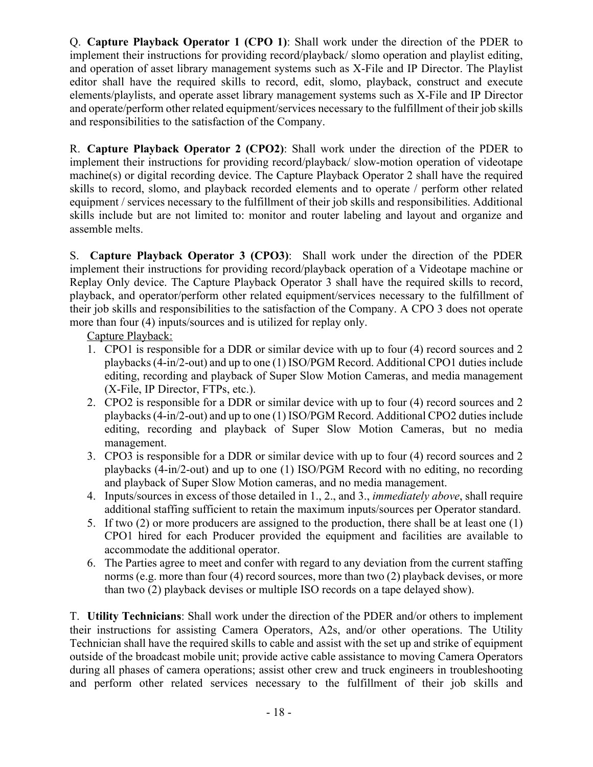Q. **Capture Playback Operator 1 (CPO 1)**: Shall work under the direction of the PDER to implement their instructions for providing record/playback/ slomo operation and playlist editing, and operation of asset library management systems such as X-File and IP Director. The Playlist editor shall have the required skills to record, edit, slomo, playback, construct and execute elements/playlists, and operate asset library management systems such as X-File and IP Director and operate/perform other related equipment/services necessary to the fulfillment of their job skills and responsibilities to the satisfaction of the Company.

R. **Capture Playback Operator 2 (CPO2)**: Shall work under the direction of the PDER to implement their instructions for providing record/playback/ slow-motion operation of videotape machine(s) or digital recording device. The Capture Playback Operator 2 shall have the required skills to record, slomo, and playback recorded elements and to operate / perform other related equipment / services necessary to the fulfillment of their job skills and responsibilities. Additional skills include but are not limited to: monitor and router labeling and layout and organize and assemble melts.

S. **Capture Playback Operator 3 (CPO3)**: Shall work under the direction of the PDER implement their instructions for providing record/playback operation of a Videotape machine or Replay Only device. The Capture Playback Operator 3 shall have the required skills to record, playback, and operator/perform other related equipment/services necessary to the fulfillment of their job skills and responsibilities to the satisfaction of the Company. A CPO 3 does not operate more than four (4) inputs/sources and is utilized for replay only.

Capture Playback:

1. CPO1 is responsible for a DDR or similar device with up to four (4) record sources and 2 playbacks (4-in/2-out) and up to one (1) ISO/PGM Record. Additional CPO1 duties include editing, recording and playback of Super Slow Motion Cameras, and media management (X-File, IP Director, FTPs, etc.).
2. CPO2 is responsible for a DDR or similar device with up to four (4) record sources and 2 playbacks (4-in/2-out) and up to one (1) ISO/PGM Record. Additional CPO2 duties include editing, recording and playback of Super Slow Motion Cameras, but no media management.
3. CPO3 is responsible for a DDR or similar device with up to four (4) record sources and 2 playbacks (4-in/2-out) and up to one (1) ISO/PGM Record with no editing, no recording and playback of Super Slow Motion cameras, and no media management.
4. Inputs/sources in excess of those detailed in 1., 2., and 3., *immediately above*, shall require additional staffing sufficient to retain the maximum inputs/sources per Operator standard.
5. If two (2) or more producers are assigned to the production, there shall be at least one (1) CPO1 hired for each Producer provided the equipment and facilities are available to accommodate the additional operator.
6. The Parties agree to meet and confer with regard to any deviation from the current staffing norms (e.g. more than four (4) record sources, more than two (2) playback devises, or more than two (2) playback devises or multiple ISO records on a tape delayed show).

T. **Utility Technicians**: Shall work under the direction of the PDER and/or others to implement their instructions for assisting Camera Operators, A2s, and/or other operations. The Utility Technician shall have the required skills to cable and assist with the set up and strike of equipment outside of the broadcast mobile unit; provide active cable assistance to moving Camera Operators during all phases of camera operations; assist other crew and truck engineers in troubleshooting and perform other related services necessary to the fulfillment of their job skills and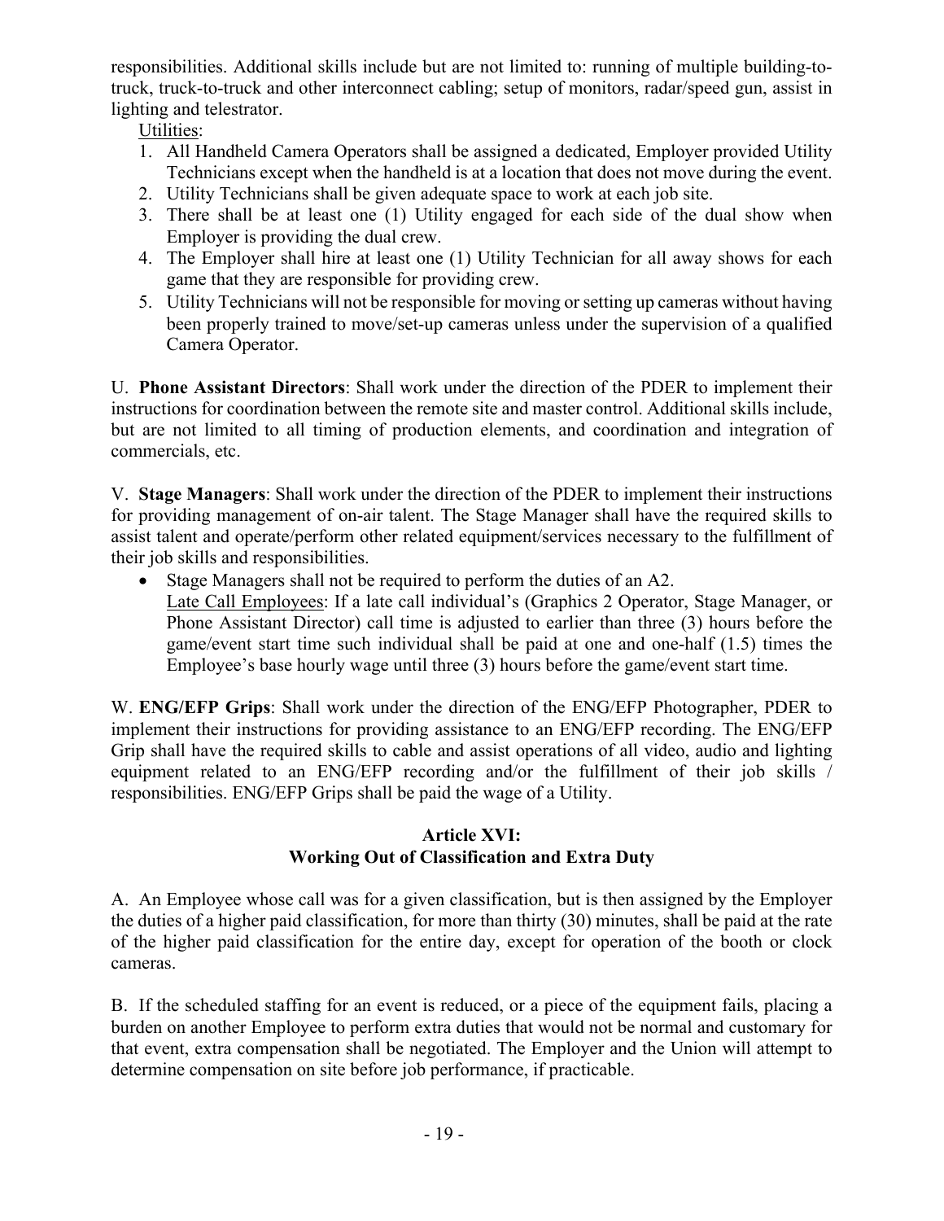responsibilities. Additional skills include but are not limited to: running of multiple building-to-truck, truck-to-truck and other interconnect cabling; setup of monitors, radar/speed gun, assist in lighting and telestrator.

Utilities:

1. All Handheld Camera Operators shall be assigned a dedicated, Employer provided Utility Technicians except when the handheld is at a location that does not move during the event.
2. Utility Technicians shall be given adequate space to work at each job site.
3. There shall be at least one (1) Utility engaged for each side of the dual show when Employer is providing the dual crew.
4. The Employer shall hire at least one (1) Utility Technician for all away shows for each game that they are responsible for providing crew.
5. Utility Technicians will not be responsible for moving or setting up cameras without having been properly trained to move/set-up cameras unless under the supervision of a qualified Camera Operator.

U. **Phone Assistant Directors**: Shall work under the direction of the PDER to implement their instructions for coordination between the remote site and master control. Additional skills include, but are not limited to all timing of production elements, and coordination and integration of commercials, etc.

V. **Stage Managers**: Shall work under the direction of the PDER to implement their instructions for providing management of on-air talent. The Stage Manager shall have the required skills to assist talent and operate/perform other related equipment/services necessary to the fulfillment of their job skills and responsibilities.

- Stage Managers shall not be required to perform the duties of an A2.

  Late Call Employees: If a late call individual's (Graphics 2 Operator, Stage Manager, or Phone Assistant Director) call time is adjusted to earlier than three (3) hours before the game/event start time such individual shall be paid at one and one-half (1.5) times the Employee's base hourly wage until three (3) hours before the game/event start time.

W. **ENG/EFP Grips**: Shall work under the direction of the ENG/EFP Photographer, PDER to implement their instructions for providing assistance to an ENG/EFP recording. The ENG/EFP Grip shall have the required skills to cable and assist operations of all video, audio and lighting equipment related to an ENG/EFP recording and/or the fulfillment of their job skills / responsibilities. ENG/EFP Grips shall be paid the wage of a Utility.

## Article XVI:
## Working Out of Classification and Extra Duty

A. An Employee whose call was for a given classification, but is then assigned by the Employer the duties of a higher paid classification, for more than thirty (30) minutes, shall be paid at the rate of the higher paid classification for the entire day, except for operation of the booth or clock cameras.

B. If the scheduled staffing for an event is reduced, or a piece of the equipment fails, placing a burden on another Employee to perform extra duties that would not be normal and customary for that event, extra compensation shall be negotiated. The Employer and the Union will attempt to determine compensation on site before job performance, if practicable.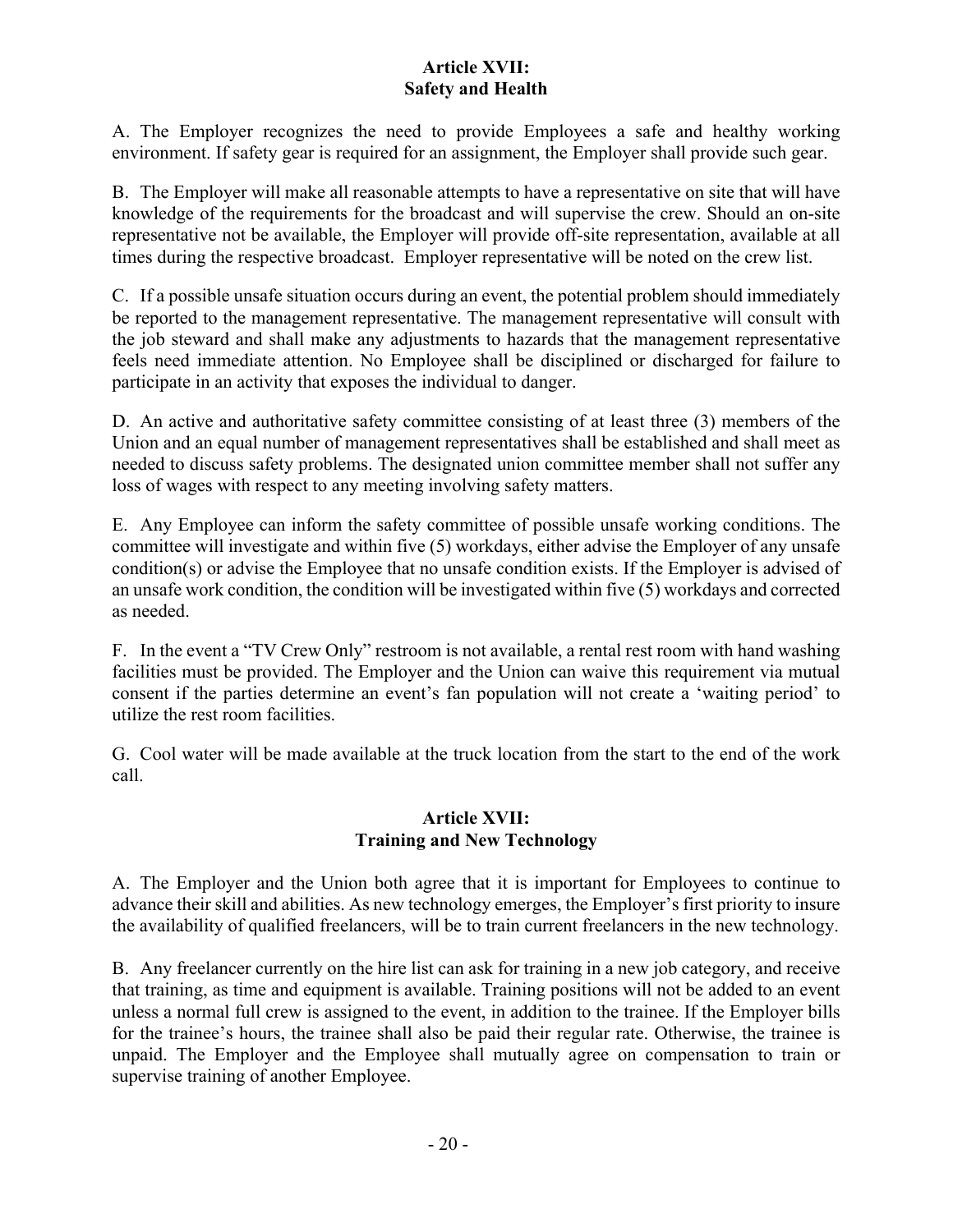## Article XVII:
## Safety and Health

A. The Employer recognizes the need to provide Employees a safe and healthy working environment. If safety gear is required for an assignment, the Employer shall provide such gear.

B. The Employer will make all reasonable attempts to have a representative on site that will have knowledge of the requirements for the broadcast and will supervise the crew. Should an on-site representative not be available, the Employer will provide off-site representation, available at all times during the respective broadcast. Employer representative will be noted on the crew list.

C. If a possible unsafe situation occurs during an event, the potential problem should immediately be reported to the management representative. The management representative will consult with the job steward and shall make any adjustments to hazards that the management representative feels need immediate attention. No Employee shall be disciplined or discharged for failure to participate in an activity that exposes the individual to danger.

D. An active and authoritative safety committee consisting of at least three (3) members of the Union and an equal number of management representatives shall be established and shall meet as needed to discuss safety problems. The designated union committee member shall not suffer any loss of wages with respect to any meeting involving safety matters.

E. Any Employee can inform the safety committee of possible unsafe working conditions. The committee will investigate and within five (5) workdays, either advise the Employer of any unsafe condition(s) or advise the Employee that no unsafe condition exists. If the Employer is advised of an unsafe work condition, the condition will be investigated within five (5) workdays and corrected as needed.

F. In the event a "TV Crew Only" restroom is not available, a rental rest room with hand washing facilities must be provided. The Employer and the Union can waive this requirement via mutual consent if the parties determine an event's fan population will not create a 'waiting period' to utilize the rest room facilities.

G. Cool water will be made available at the truck location from the start to the end of the work call.

## Article XVII:
## Training and New Technology

A. The Employer and the Union both agree that it is important for Employees to continue to advance their skill and abilities. As new technology emerges, the Employer's first priority to insure the availability of qualified freelancers, will be to train current freelancers in the new technology.

B. Any freelancer currently on the hire list can ask for training in a new job category, and receive that training, as time and equipment is available. Training positions will not be added to an event unless a normal full crew is assigned to the event, in addition to the trainee. If the Employer bills for the trainee's hours, the trainee shall also be paid their regular rate. Otherwise, the trainee is unpaid. The Employer and the Employee shall mutually agree on compensation to train or supervise training of another Employee.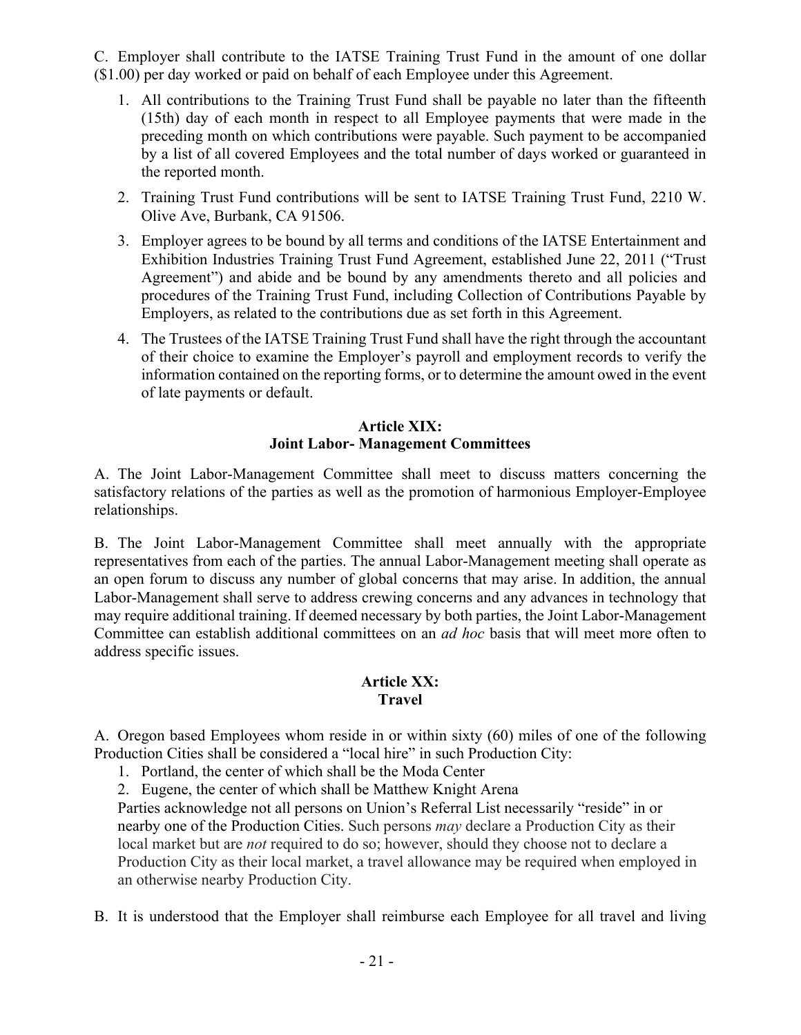C. Employer shall contribute to the IATSE Training Trust Fund in the amount of one dollar ($1.00) per day worked or paid on behalf of each Employee under this Agreement.

1. All contributions to the Training Trust Fund shall be payable no later than the fifteenth (15th) day of each month in respect to all Employee payments that were made in the preceding month on which contributions were payable. Such payment to be accompanied by a list of all covered Employees and the total number of days worked or guaranteed in the reported month.
2. Training Trust Fund contributions will be sent to IATSE Training Trust Fund, 2210 W. Olive Ave, Burbank, CA 91506.
3. Employer agrees to be bound by all terms and conditions of the IATSE Entertainment and Exhibition Industries Training Trust Fund Agreement, established June 22, 2011 ("Trust Agreement") and abide and be bound by any amendments thereto and all policies and procedures of the Training Trust Fund, including Collection of Contributions Payable by Employers, as related to the contributions due as set forth in this Agreement.
4. The Trustees of the IATSE Training Trust Fund shall have the right through the accountant of their choice to examine the Employer's payroll and employment records to verify the information contained on the reporting forms, or to determine the amount owed in the event of late payments or default.

## Article XIX: Joint Labor- Management Committees

A. The Joint Labor-Management Committee shall meet to discuss matters concerning the satisfactory relations of the parties as well as the promotion of harmonious Employer-Employee relationships.

B. The Joint Labor-Management Committee shall meet annually with the appropriate representatives from each of the parties. The annual Labor-Management meeting shall operate as an open forum to discuss any number of global concerns that may arise. In addition, the annual Labor-Management shall serve to address crewing concerns and any advances in technology that may require additional training. If deemed necessary by both parties, the Joint Labor-Management Committee can establish additional committees on an *ad hoc* basis that will meet more often to address specific issues.

## Article XX: Travel

A. Oregon based Employees whom reside in or within sixty (60) miles of one of the following Production Cities shall be considered a "local hire" in such Production City:

1. Portland, the center of which shall be the Moda Center
2. Eugene, the center of which shall be Matthew Knight Arena

Parties acknowledge not all persons on Union's Referral List necessarily "reside" in or nearby one of the Production Cities. Such persons *may* declare a Production City as their local market but are *not* required to do so; however, should they choose not to declare a Production City as their local market, a travel allowance may be required when employed in an otherwise nearby Production City.

B. It is understood that the Employer shall reimburse each Employee for all travel and living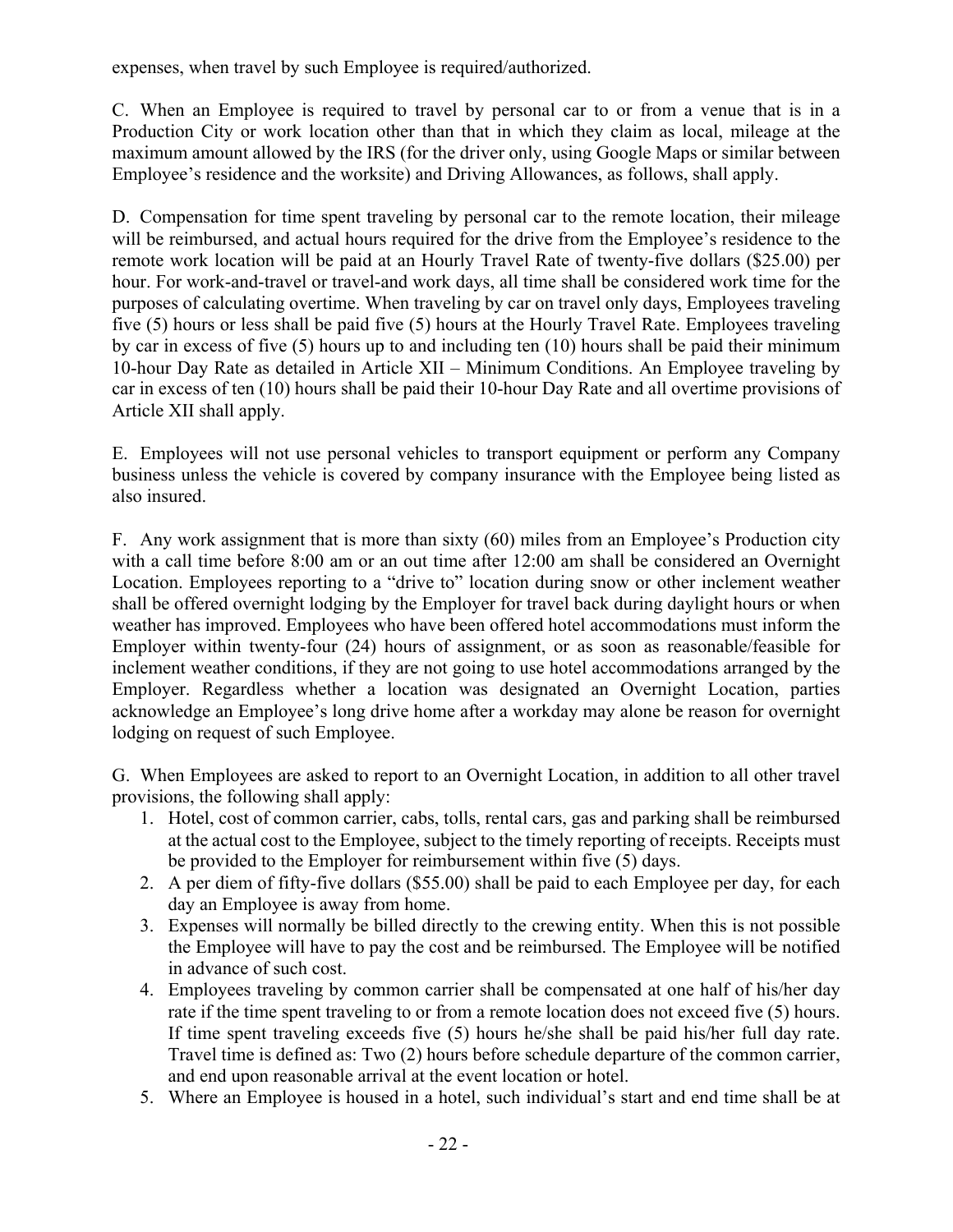expenses, when travel by such Employee is required/authorized.

C. When an Employee is required to travel by personal car to or from a venue that is in a Production City or work location other than that in which they claim as local, mileage at the maximum amount allowed by the IRS (for the driver only, using Google Maps or similar between Employee's residence and the worksite) and Driving Allowances, as follows, shall apply.

D. Compensation for time spent traveling by personal car to the remote location, their mileage will be reimbursed, and actual hours required for the drive from the Employee's residence to the remote work location will be paid at an Hourly Travel Rate of twenty-five dollars ($25.00) per hour. For work-and-travel or travel-and work days, all time shall be considered work time for the purposes of calculating overtime. When traveling by car on travel only days, Employees traveling five (5) hours or less shall be paid five (5) hours at the Hourly Travel Rate. Employees traveling by car in excess of five (5) hours up to and including ten (10) hours shall be paid their minimum 10-hour Day Rate as detailed in Article XII – Minimum Conditions. An Employee traveling by car in excess of ten (10) hours shall be paid their 10-hour Day Rate and all overtime provisions of Article XII shall apply.

E. Employees will not use personal vehicles to transport equipment or perform any Company business unless the vehicle is covered by company insurance with the Employee being listed as also insured.

F. Any work assignment that is more than sixty (60) miles from an Employee's Production city with a call time before 8:00 am or an out time after 12:00 am shall be considered an Overnight Location. Employees reporting to a "drive to" location during snow or other inclement weather shall be offered overnight lodging by the Employer for travel back during daylight hours or when weather has improved. Employees who have been offered hotel accommodations must inform the Employer within twenty-four (24) hours of assignment, or as soon as reasonable/feasible for inclement weather conditions, if they are not going to use hotel accommodations arranged by the Employer. Regardless whether a location was designated an Overnight Location, parties acknowledge an Employee's long drive home after a workday may alone be reason for overnight lodging on request of such Employee.

G. When Employees are asked to report to an Overnight Location, in addition to all other travel provisions, the following shall apply:

1. Hotel, cost of common carrier, cabs, tolls, rental cars, gas and parking shall be reimbursed at the actual cost to the Employee, subject to the timely reporting of receipts. Receipts must be provided to the Employer for reimbursement within five (5) days.
2. A per diem of fifty-five dollars ($55.00) shall be paid to each Employee per day, for each day an Employee is away from home.
3. Expenses will normally be billed directly to the crewing entity. When this is not possible the Employee will have to pay the cost and be reimbursed. The Employee will be notified in advance of such cost.
4. Employees traveling by common carrier shall be compensated at one half of his/her day rate if the time spent traveling to or from a remote location does not exceed five (5) hours. If time spent traveling exceeds five (5) hours he/she shall be paid his/her full day rate. Travel time is defined as: Two (2) hours before schedule departure of the common carrier, and end upon reasonable arrival at the event location or hotel.
5. Where an Employee is housed in a hotel, such individual's start and end time shall be at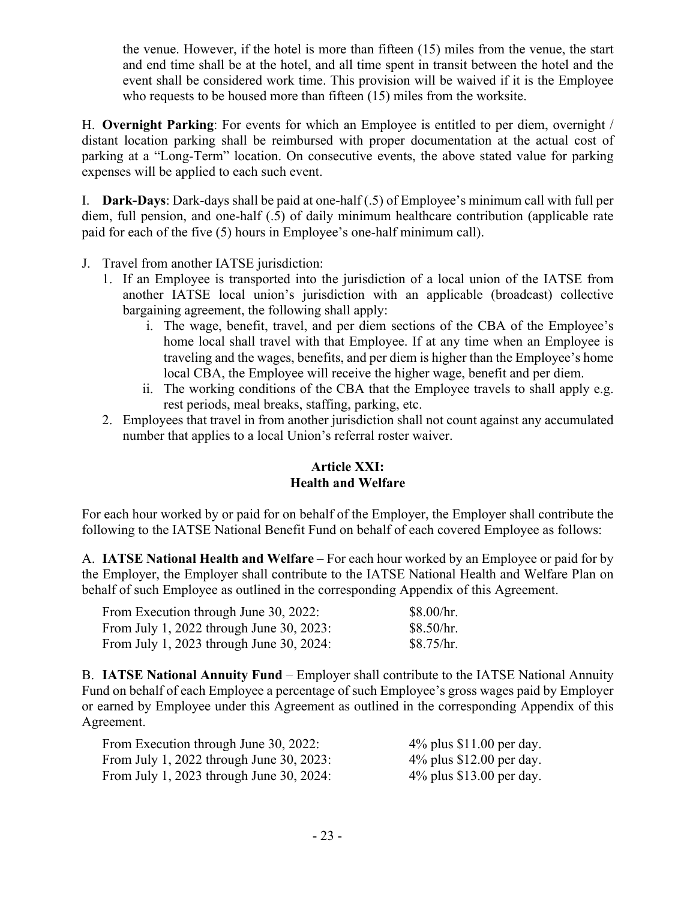the venue. However, if the hotel is more than fifteen (15) miles from the venue, the start and end time shall be at the hotel, and all time spent in transit between the hotel and the event shall be considered work time. This provision will be waived if it is the Employee who requests to be housed more than fifteen (15) miles from the worksite.

H. **Overnight Parking**: For events for which an Employee is entitled to per diem, overnight / distant location parking shall be reimbursed with proper documentation at the actual cost of parking at a "Long-Term" location. On consecutive events, the above stated value for parking expenses will be applied to each such event.

I. **Dark-Days**: Dark-days shall be paid at one-half (.5) of Employee's minimum call with full per diem, full pension, and one-half (.5) of daily minimum healthcare contribution (applicable rate paid for each of the five (5) hours in Employee's one-half minimum call).

J. Travel from another IATSE jurisdiction:
   1. If an Employee is transported into the jurisdiction of a local union of the IATSE from another IATSE local union's jurisdiction with an applicable (broadcast) collective bargaining agreement, the following shall apply:
      i. The wage, benefit, travel, and per diem sections of the CBA of the Employee's home local shall travel with that Employee. If at any time when an Employee is traveling and the wages, benefits, and per diem is higher than the Employee's home local CBA, the Employee will receive the higher wage, benefit and per diem.
      ii. The working conditions of the CBA that the Employee travels to shall apply e.g. rest periods, meal breaks, staffing, parking, etc.
   2. Employees that travel in from another jurisdiction shall not count against any accumulated number that applies to a local Union's referral roster waiver.

## Article XXI: Health and Welfare

For each hour worked by or paid for on behalf of the Employer, the Employer shall contribute the following to the IATSE National Benefit Fund on behalf of each covered Employee as follows:

A. **IATSE National Health and Welfare** – For each hour worked by an Employee or paid for by the Employer, the Employer shall contribute to the IATSE National Health and Welfare Plan on behalf of such Employee as outlined in the corresponding Appendix of this Agreement.

| | |
|---|---|
| From Execution through June 30, 2022: | \$8.00/hr. |
| From July 1, 2022 through June 30, 2023: | \$8.50/hr. |
| From July 1, 2023 through June 30, 2024: | \$8.75/hr. |

B. **IATSE National Annuity Fund** – Employer shall contribute to the IATSE National Annuity Fund on behalf of each Employee a percentage of such Employee's gross wages paid by Employer or earned by Employee under this Agreement as outlined in the corresponding Appendix of this Agreement.

| | |
|---|---|
| From Execution through June 30, 2022: | 4% plus \$11.00 per day. |
| From July 1, 2022 through June 30, 2023: | 4% plus \$12.00 per day. |
| From July 1, 2023 through June 30, 2024: | 4% plus \$13.00 per day. |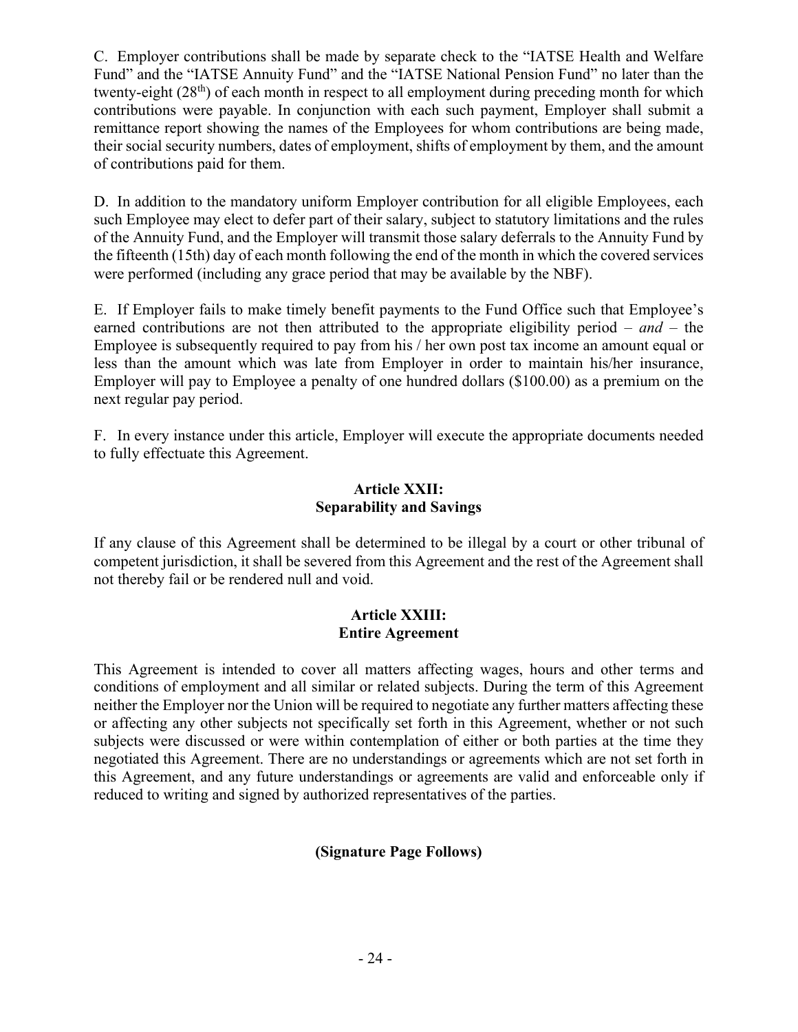C. Employer contributions shall be made by separate check to the "IATSE Health and Welfare Fund" and the "IATSE Annuity Fund" and the "IATSE National Pension Fund" no later than the twenty-eight (28th) of each month in respect to all employment during preceding month for which contributions were payable. In conjunction with each such payment, Employer shall submit a remittance report showing the names of the Employees for whom contributions are being made, their social security numbers, dates of employment, shifts of employment by them, and the amount of contributions paid for them.

D. In addition to the mandatory uniform Employer contribution for all eligible Employees, each such Employee may elect to defer part of their salary, subject to statutory limitations and the rules of the Annuity Fund, and the Employer will transmit those salary deferrals to the Annuity Fund by the fifteenth (15th) day of each month following the end of the month in which the covered services were performed (including any grace period that may be available by the NBF).

E. If Employer fails to make timely benefit payments to the Fund Office such that Employee's earned contributions are not then attributed to the appropriate eligibility period – *and* – the Employee is subsequently required to pay from his / her own post tax income an amount equal or less than the amount which was late from Employer in order to maintain his/her insurance, Employer will pay to Employee a penalty of one hundred dollars ($100.00) as a premium on the next regular pay period.

F. In every instance under this article, Employer will execute the appropriate documents needed to fully effectuate this Agreement.

## Article XXII: Separability and Savings

If any clause of this Agreement shall be determined to be illegal by a court or other tribunal of competent jurisdiction, it shall be severed from this Agreement and the rest of the Agreement shall not thereby fail or be rendered null and void.

## Article XXIII: Entire Agreement

This Agreement is intended to cover all matters affecting wages, hours and other terms and conditions of employment and all similar or related subjects. During the term of this Agreement neither the Employer nor the Union will be required to negotiate any further matters affecting these or affecting any other subjects not specifically set forth in this Agreement, whether or not such subjects were discussed or were within contemplation of either or both parties at the time they negotiated this Agreement. There are no understandings or agreements which are not set forth in this Agreement, and any future understandings or agreements are valid and enforceable only if reduced to writing and signed by authorized representatives of the parties.

**(Signature Page Follows)**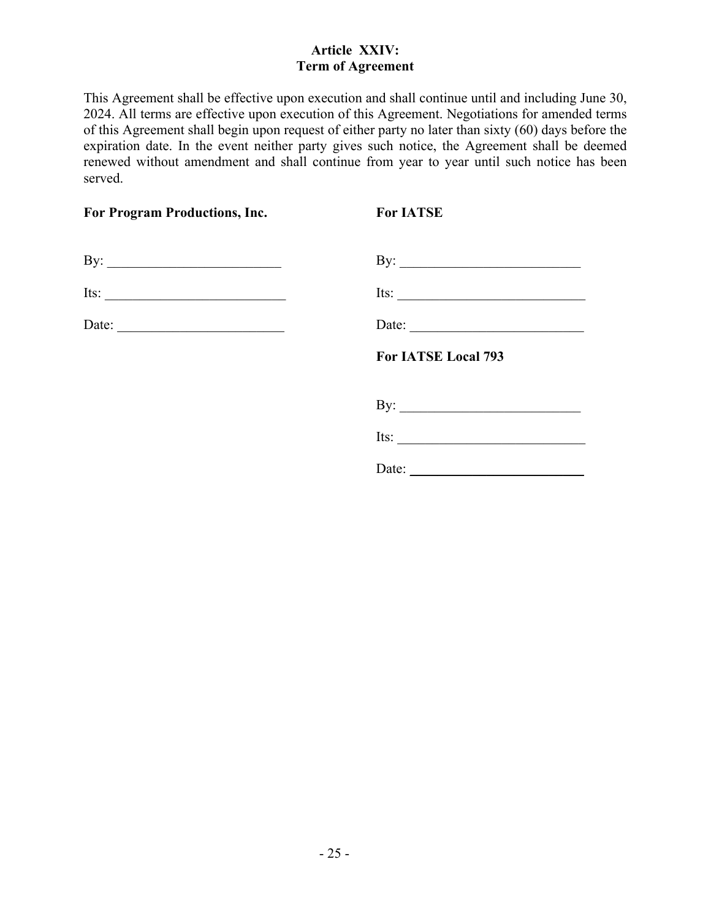## Article XXIV:
## Term of Agreement

This Agreement shall be effective upon execution and shall continue until and including June 30, 2024. All terms are effective upon execution of this Agreement. Negotiations for amended terms of this Agreement shall begin upon request of either party no later than sixty (60) days before the expiration date. In the event neither party gives such notice, the Agreement shall be deemed renewed without amendment and shall continue from year to year until such notice has been served.

**For Program Productions, Inc.**

By: ________________________

Its: ________________________

Date: ________________________

**For IATSE**

By: ________________________

Its: ________________________

Date: ________________________

**For IATSE Local 793**

By: ________________________

Its: ________________________

Date: ________________________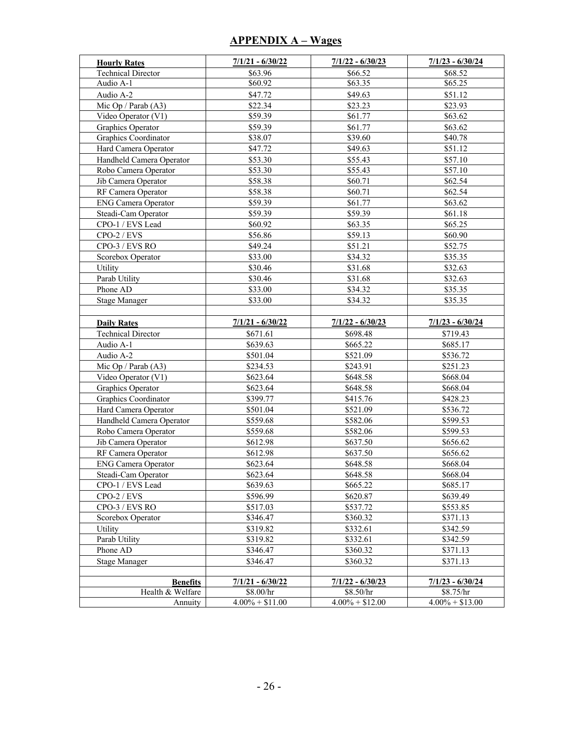## APPENDIX A – Wages

| **Hourly Rates** | **7/1/21 - 6/30/22** | **7/1/22 - 6/30/23** | **7/1/23 - 6/30/24** |
|---|---|---|---|
| Technical Director | $63.96 | $66.52 | $68.52 |
| Audio A-1 | $60.92 | $63.35 | $65.25 |
| Audio A-2 | $47.72 | $49.63 | $51.12 |
| Mic Op / Parab (A3) | $22.34 | $23.23 | $23.93 |
| Video Operator (V1) | $59.39 | $61.77 | $63.62 |
| Graphics Operator | $59.39 | $61.77 | $63.62 |
| Graphics Coordinator | $38.07 | $39.60 | $40.78 |
| Hard Camera Operator | $47.72 | $49.63 | $51.12 |
| Handheld Camera Operator | $53.30 | $55.43 | $57.10 |
| Robo Camera Operator | $53.30 | $55.43 | $57.10 |
| Jib Camera Operator | $58.38 | $60.71 | $62.54 |
| RF Camera Operator | $58.38 | $60.71 | $62.54 |
| ENG Camera Operator | $59.39 | $61.77 | $63.62 |
| Steadi-Cam Operator | $59.39 | $59.39 | $61.18 |
| CPO-1 / EVS Lead | $60.92 | $63.35 | $65.25 |
| CPO-2 / EVS | $56.86 | $59.13 | $60.90 |
| CPO-3 / EVS RO | $49.24 | $51.21 | $52.75 |
| Scorebox Operator | $33.00 | $34.32 | $35.35 |
| Utility | $30.46 | $31.68 | $32.63 |
| Parab Utility | $30.46 | $31.68 | $32.63 |
| Phone AD | $33.00 | $34.32 | $35.35 |
| Stage Manager | $33.00 | $34.32 | $35.35 |
| | | | |
| **Daily Rates** | **7/1/21 - 6/30/22** | **7/1/22 - 6/30/23** | **7/1/23 - 6/30/24** |
| Technical Director | $671.61 | $698.48 | $719.43 |
| Audio A-1 | $639.63 | $665.22 | $685.17 |
| Audio A-2 | $501.04 | $521.09 | $536.72 |
| Mic Op / Parab (A3) | $234.53 | $243.91 | $251.23 |
| Video Operator (V1) | $623.64 | $648.58 | $668.04 |
| Graphics Operator | $623.64 | $648.58 | $668.04 |
| Graphics Coordinator | $399.77 | $415.76 | $428.23 |
| Hard Camera Operator | $501.04 | $521.09 | $536.72 |
| Handheld Camera Operator | $559.68 | $582.06 | $599.53 |
| Robo Camera Operator | $559.68 | $582.06 | $599.53 |
| Jib Camera Operator | $612.98 | $637.50 | $656.62 |
| RF Camera Operator | $612.98 | $637.50 | $656.62 |
| ENG Camera Operator | $623.64 | $648.58 | $668.04 |
| Steadi-Cam Operator | $623.64 | $648.58 | $668.04 |
| CPO-1 / EVS Lead | $639.63 | $665.22 | $685.17 |
| CPO-2 / EVS | $596.99 | $620.87 | $639.49 |
| CPO-3 / EVS RO | $517.03 | $537.72 | $553.85 |
| Scorebox Operator | $346.47 | $360.32 | $371.13 |
| Utility | $319.82 | $332.61 | $342.59 |
| Parab Utility | $319.82 | $332.61 | $342.59 |
| Phone AD | $346.47 | $360.32 | $371.13 |
| Stage Manager | $346.47 | $360.32 | $371.13 |
| | | | |
| **Benefits** | **7/1/21 - 6/30/22** | **7/1/22 - 6/30/23** | **7/1/23 - 6/30/24** |
| Health & Welfare | $8.00/hr | $8.50/hr | $8.75/hr |
| Annuity | 4.00% + $11.00 | 4.00% + $12.00 | 4.00% + $13.00 |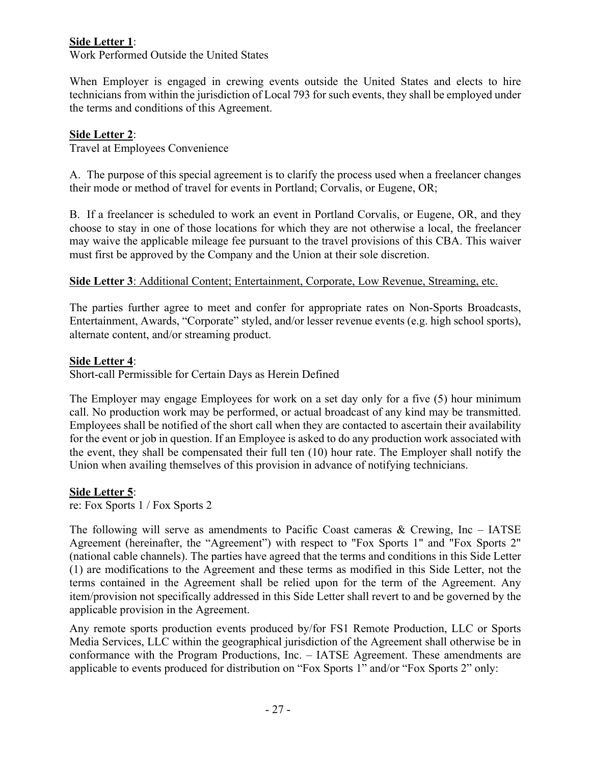**Side Letter 1**:
Work Performed Outside the United States

When Employer is engaged in crewing events outside the United States and elects to hire technicians from within the jurisdiction of Local 793 for such events, they shall be employed under the terms and conditions of this Agreement.

**Side Letter 2**:
Travel at Employees Convenience

A. The purpose of this special agreement is to clarify the process used when a freelancer changes their mode or method of travel for events in Portland; Corvalis, or Eugene, OR;

B. If a freelancer is scheduled to work an event in Portland Corvalis, or Eugene, OR, and they choose to stay in one of those locations for which they are not otherwise a local, the freelancer may waive the applicable mileage fee pursuant to the travel provisions of this CBA. This waiver must first be approved by the Company and the Union at their sole discretion.

**Side Letter 3**: Additional Content; Entertainment, Corporate, Low Revenue, Streaming, etc.

The parties further agree to meet and confer for appropriate rates on Non-Sports Broadcasts, Entertainment, Awards, "Corporate" styled, and/or lesser revenue events (e.g. high school sports), alternate content, and/or streaming product.

**Side Letter 4**:
Short-call Permissible for Certain Days as Herein Defined

The Employer may engage Employees for work on a set day only for a five (5) hour minimum call. No production work may be performed, or actual broadcast of any kind may be transmitted. Employees shall be notified of the short call when they are contacted to ascertain their availability for the event or job in question. If an Employee is asked to do any production work associated with the event, they shall be compensated their full ten (10) hour rate. The Employer shall notify the Union when availing themselves of this provision in advance of notifying technicians.

**Side Letter 5**:
re: Fox Sports 1 / Fox Sports 2

The following will serve as amendments to Pacific Coast cameras & Crewing, Inc – IATSE Agreement (hereinafter, the "Agreement") with respect to "Fox Sports 1" and "Fox Sports 2" (national cable channels). The parties have agreed that the terms and conditions in this Side Letter (1) are modifications to the Agreement and these terms as modified in this Side Letter, not the terms contained in the Agreement shall be relied upon for the term of the Agreement. Any item/provision not specifically addressed in this Side Letter shall revert to and be governed by the applicable provision in the Agreement.

Any remote sports production events produced by/for FS1 Remote Production, LLC or Sports Media Services, LLC within the geographical jurisdiction of the Agreement shall otherwise be in conformance with the Program Productions, Inc. – IATSE Agreement. These amendments are applicable to events produced for distribution on "Fox Sports 1" and/or "Fox Sports 2" only: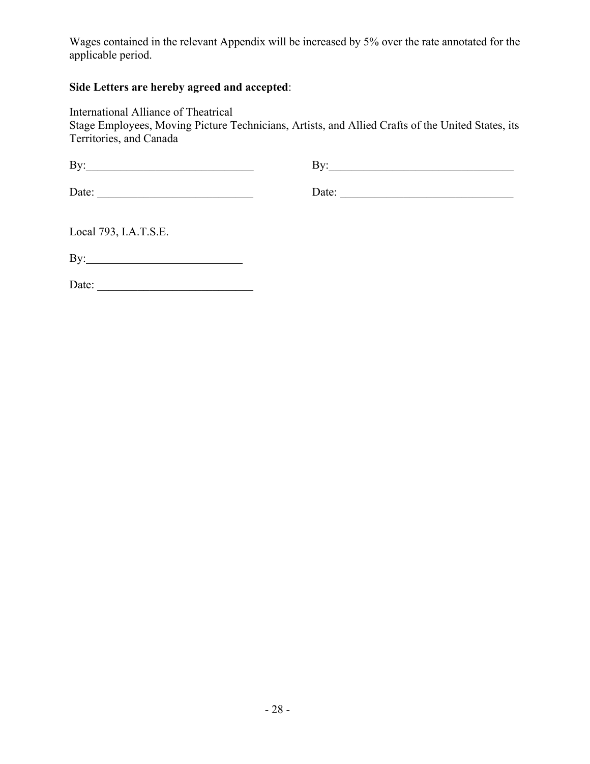Wages contained in the relevant Appendix will be increased by 5% over the rate annotated for the applicable period.

**Side Letters are hereby agreed and accepted**:

International Alliance of Theatrical
Stage Employees, Moving Picture Technicians, Artists, and Allied Crafts of the United States, its Territories, and Canada

By:_____________________________ By:_________________________________

Date: ___________________________ Date: _______________________________

Local 793, I.A.T.S.E.

By:___________________________

Date: ___________________________